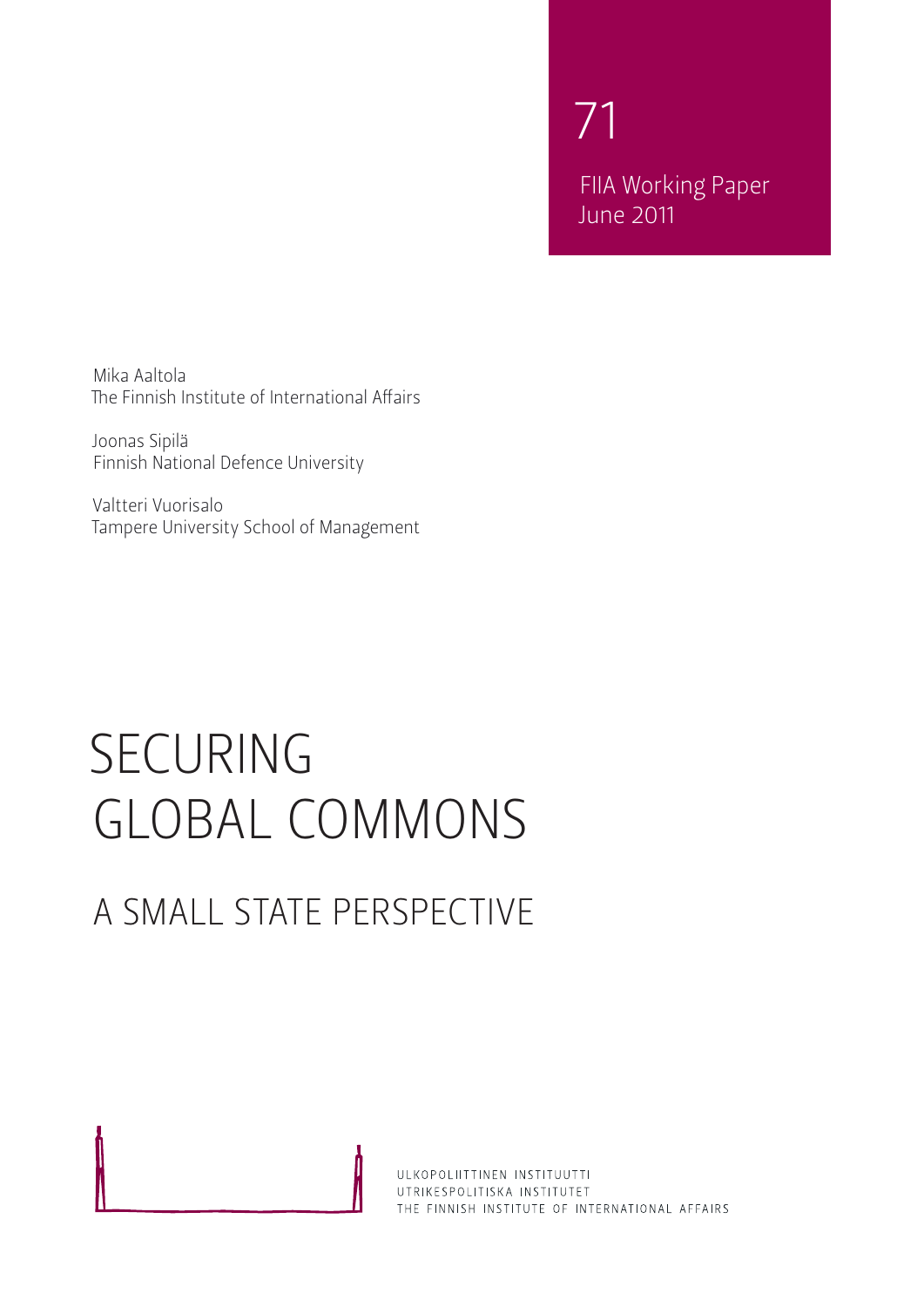71

FIIA Working Paper
June 2011

Mika Aaltola
The Finnish Institute of International Affairs

Joonas Sipilä
Finnish National Defence University

Valtteri Vuorisalo
Tampere University School of Management

# SECURING GLOBAL COMMONS

## A SMALL STATE PERSPECTIVE

ULKOPOLIITTINEN INSTITUUTTI
UTRIKESPOLITISKA INSTITUTET
THE FINNISH INSTITUTE OF INTERNATIONAL AFFAIRS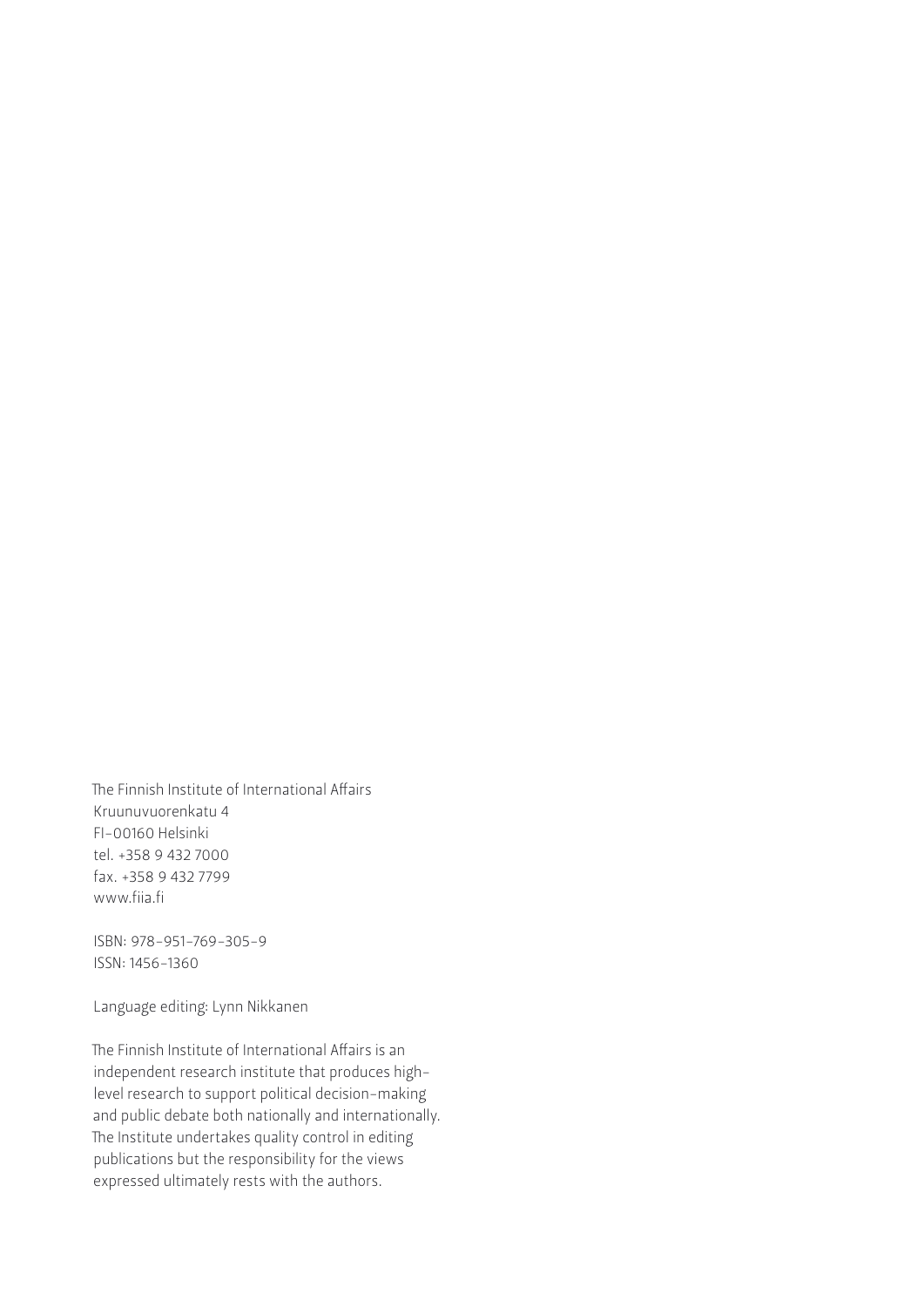The Finnish Institute of International Affairs
Kruunuvuorenkatu 4
FI-00160 Helsinki
tel. +358 9 432 7000
fax. +358 9 432 7799
www.fiia.fi

ISBN: 978-951-769-305-9
ISSN: 1456-1360

Language editing: Lynn Nikkanen

The Finnish Institute of International Affairs is an independent research institute that produces high-level research to support political decision-making and public debate both nationally and internationally. The Institute undertakes quality control in editing publications but the responsibility for the views expressed ultimately rests with the authors.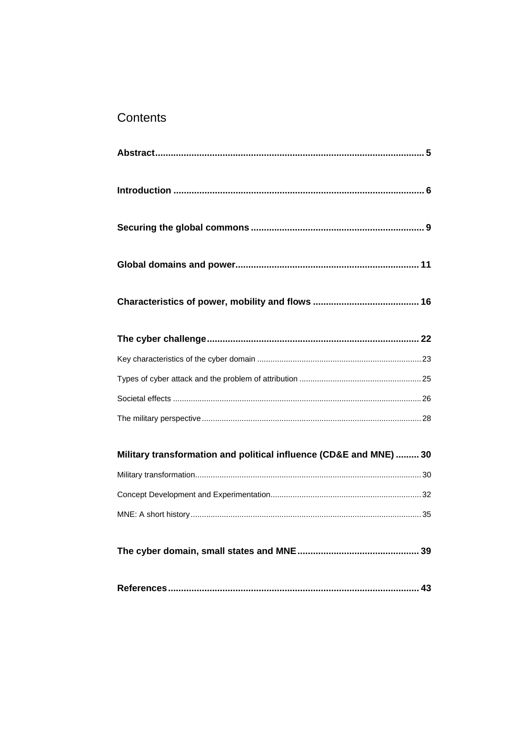# Contents

**Abstract** .......... **5**

**Introduction** .......... **6**

**Securing the global commons** .......... **9**

**Global domains and power** .......... **11**

**Characteristics of power, mobility and flows** .......... **16**

**The cyber challenge** .......... **22**

Key characteristics of the cyber domain .......... 23

Types of cyber attack and the problem of attribution .......... 25

Societal effects .......... 26

The military perspective .......... 28

**Military transformation and political influence (CD&E and MNE)** .......... **30**

Military transformation .......... 30

Concept Development and Experimentation .......... 32

MNE: A short history .......... 35

**The cyber domain, small states and MNE** .......... **39**

**References** .......... **43**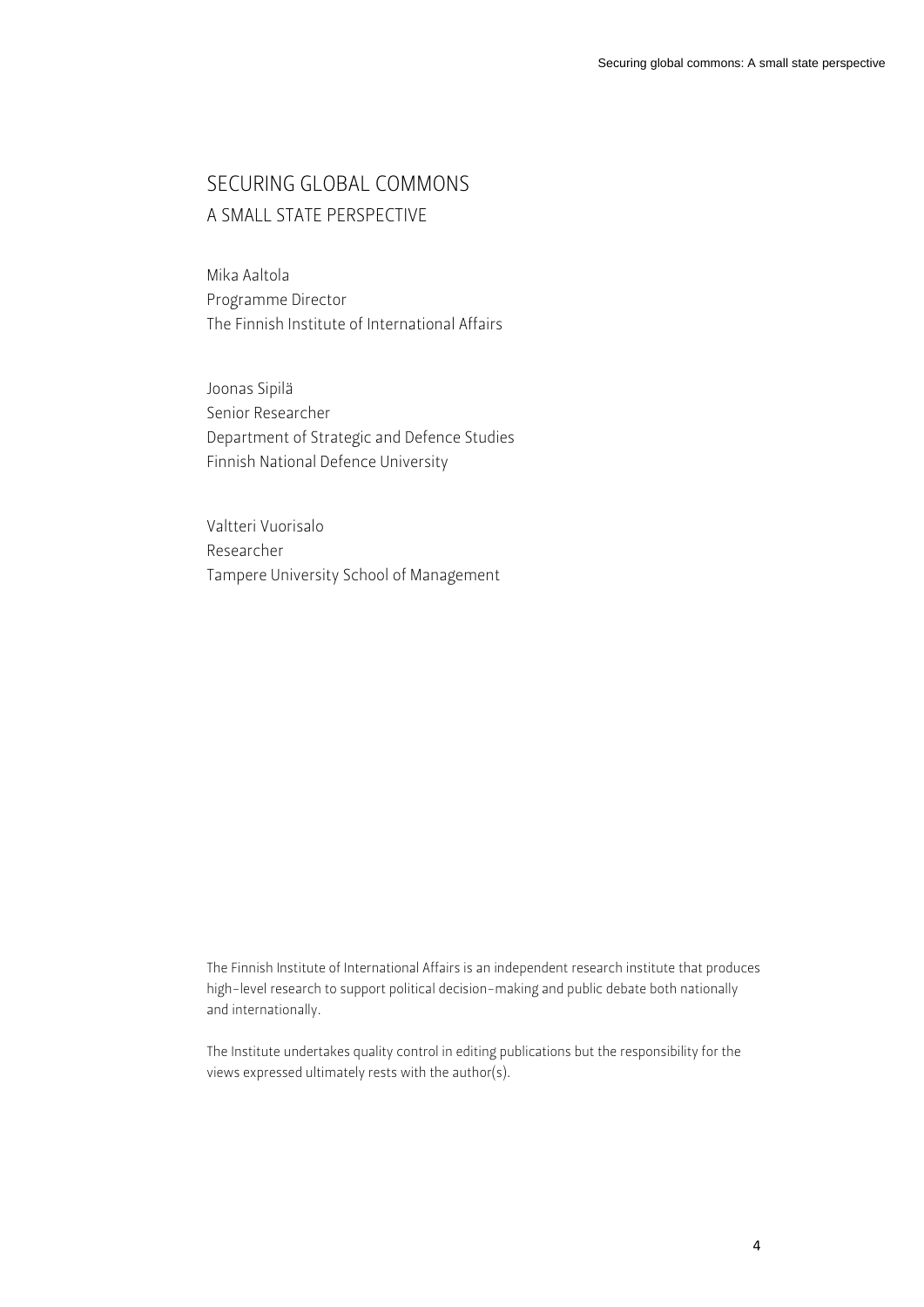# SECURING GLOBAL COMMONS

## A SMALL STATE PERSPECTIVE

Mika Aaltola  
Programme Director  
The Finnish Institute of International Affairs

Joonas Sipilä  
Senior Researcher  
Department of Strategic and Defence Studies  
Finnish National Defence University

Valtteri Vuorisalo  
Researcher  
Tampere University School of Management

The Finnish Institute of International Affairs is an independent research institute that produces high-level research to support political decision-making and public debate both nationally and internationally.

The Institute undertakes quality control in editing publications but the responsibility for the views expressed ultimately rests with the author(s).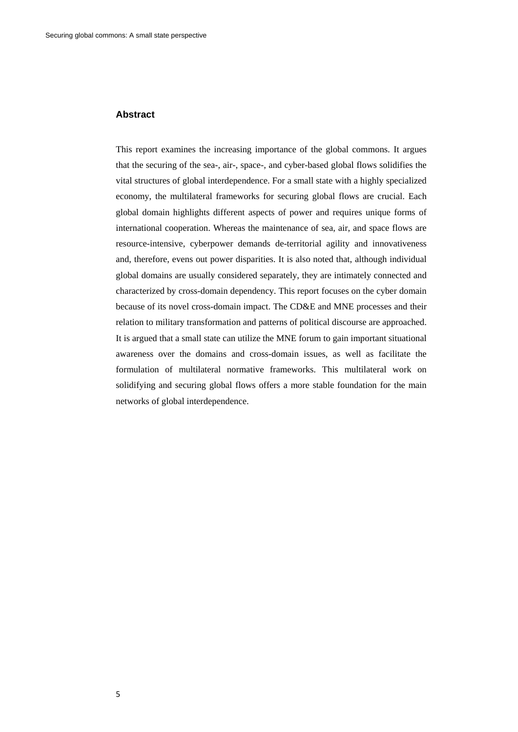## Abstract

This report examines the increasing importance of the global commons. It argues that the securing of the sea-, air-, space-, and cyber-based global flows solidifies the vital structures of global interdependence. For a small state with a highly specialized economy, the multilateral frameworks for securing global flows are crucial. Each global domain highlights different aspects of power and requires unique forms of international cooperation. Whereas the maintenance of sea, air, and space flows are resource-intensive, cyberpower demands de-territorial agility and innovativeness and, therefore, evens out power disparities. It is also noted that, although individual global domains are usually considered separately, they are intimately connected and characterized by cross-domain dependency. This report focuses on the cyber domain because of its novel cross-domain impact. The CD&E and MNE processes and their relation to military transformation and patterns of political discourse are approached. It is argued that a small state can utilize the MNE forum to gain important situational awareness over the domains and cross-domain issues, as well as facilitate the formulation of multilateral normative frameworks. This multilateral work on solidifying and securing global flows offers a more stable foundation for the main networks of global interdependence.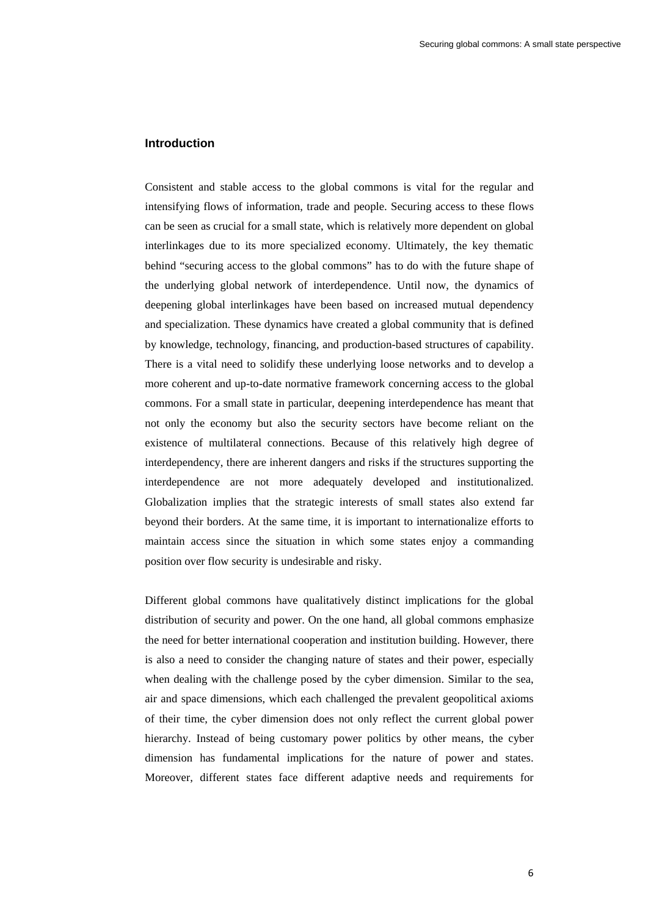## Introduction

Consistent and stable access to the global commons is vital for the regular and intensifying flows of information, trade and people. Securing access to these flows can be seen as crucial for a small state, which is relatively more dependent on global interlinkages due to its more specialized economy. Ultimately, the key thematic behind "securing access to the global commons" has to do with the future shape of the underlying global network of interdependence. Until now, the dynamics of deepening global interlinkages have been based on increased mutual dependency and specialization. These dynamics have created a global community that is defined by knowledge, technology, financing, and production-based structures of capability. There is a vital need to solidify these underlying loose networks and to develop a more coherent and up-to-date normative framework concerning access to the global commons. For a small state in particular, deepening interdependence has meant that not only the economy but also the security sectors have become reliant on the existence of multilateral connections. Because of this relatively high degree of interdependency, there are inherent dangers and risks if the structures supporting the interdependence are not more adequately developed and institutionalized. Globalization implies that the strategic interests of small states also extend far beyond their borders. At the same time, it is important to internationalize efforts to maintain access since the situation in which some states enjoy a commanding position over flow security is undesirable and risky.

Different global commons have qualitatively distinct implications for the global distribution of security and power. On the one hand, all global commons emphasize the need for better international cooperation and institution building. However, there is also a need to consider the changing nature of states and their power, especially when dealing with the challenge posed by the cyber dimension. Similar to the sea, air and space dimensions, which each challenged the prevalent geopolitical axioms of their time, the cyber dimension does not only reflect the current global power hierarchy. Instead of being customary power politics by other means, the cyber dimension has fundamental implications for the nature of power and states. Moreover, different states face different adaptive needs and requirements for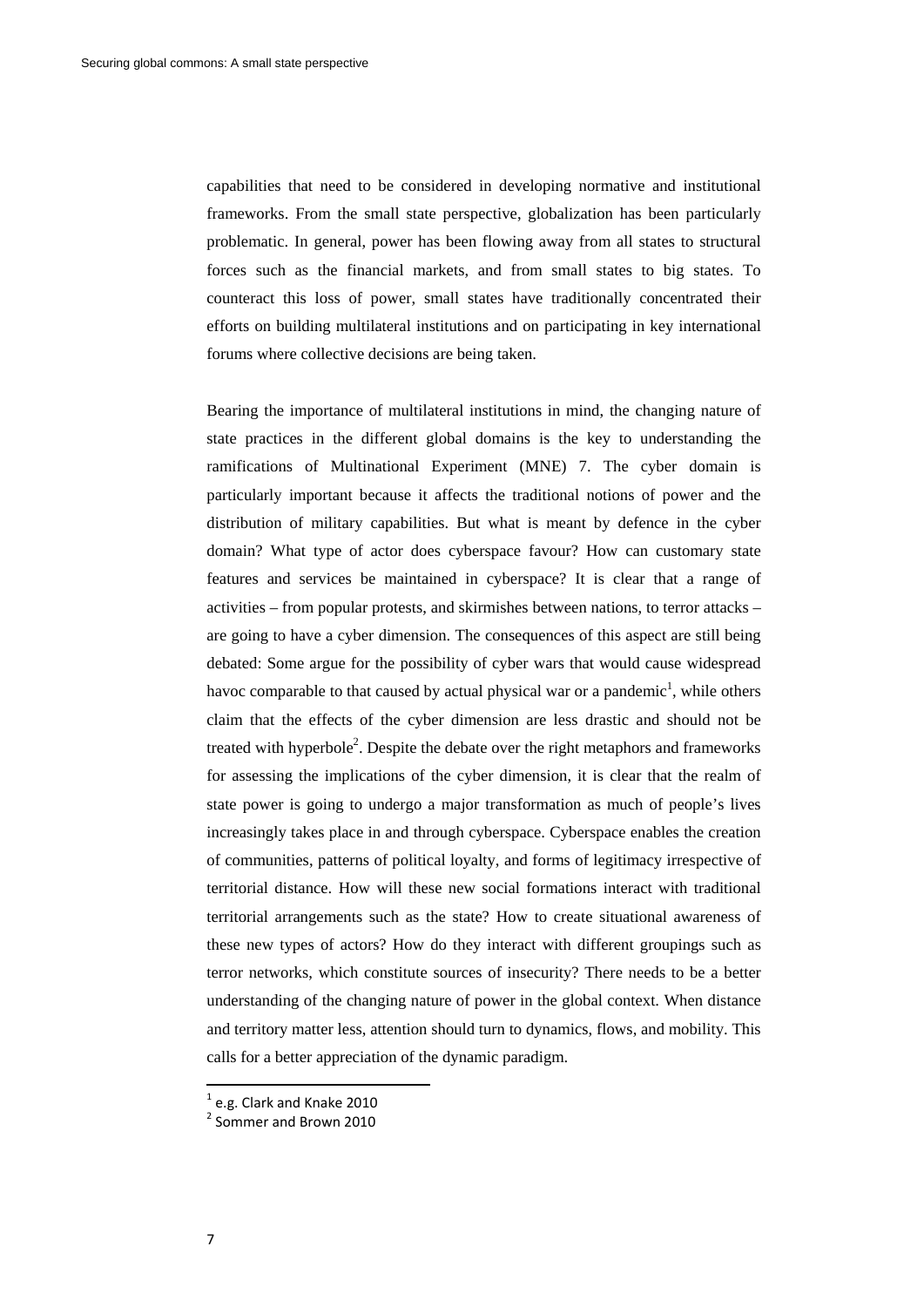capabilities that need to be considered in developing normative and institutional frameworks. From the small state perspective, globalization has been particularly problematic. In general, power has been flowing away from all states to structural forces such as the financial markets, and from small states to big states. To counteract this loss of power, small states have traditionally concentrated their efforts on building multilateral institutions and on participating in key international forums where collective decisions are being taken.

Bearing the importance of multilateral institutions in mind, the changing nature of state practices in the different global domains is the key to understanding the ramifications of Multinational Experiment (MNE) 7. The cyber domain is particularly important because it affects the traditional notions of power and the distribution of military capabilities. But what is meant by defence in the cyber domain? What type of actor does cyberspace favour? How can customary state features and services be maintained in cyberspace? It is clear that a range of activities – from popular protests, and skirmishes between nations, to terror attacks – are going to have a cyber dimension. The consequences of this aspect are still being debated: Some argue for the possibility of cyber wars that would cause widespread havoc comparable to that caused by actual physical war or a pandemic[1], while others claim that the effects of the cyber dimension are less drastic and should not be treated with hyperbole[2]. Despite the debate over the right metaphors and frameworks for assessing the implications of the cyber dimension, it is clear that the realm of state power is going to undergo a major transformation as much of people's lives increasingly takes place in and through cyberspace. Cyberspace enables the creation of communities, patterns of political loyalty, and forms of legitimacy irrespective of territorial distance. How will these new social formations interact with traditional territorial arrangements such as the state? How to create situational awareness of these new types of actors? How do they interact with different groupings such as terror networks, which constitute sources of insecurity? There needs to be a better understanding of the changing nature of power in the global context. When distance and territory matter less, attention should turn to dynamics, flows, and mobility. This calls for a better appreciation of the dynamic paradigm.

[1] e.g. Clark and Knake 2010

[2] Sommer and Brown 2010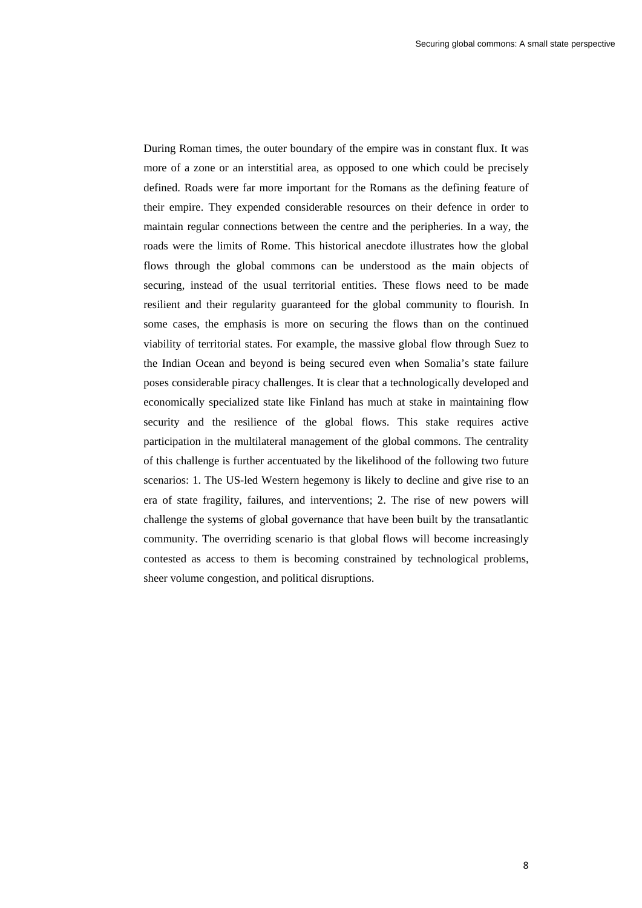During Roman times, the outer boundary of the empire was in constant flux. It was more of a zone or an interstitial area, as opposed to one which could be precisely defined. Roads were far more important for the Romans as the defining feature of their empire. They expended considerable resources on their defence in order to maintain regular connections between the centre and the peripheries. In a way, the roads were the limits of Rome. This historical anecdote illustrates how the global flows through the global commons can be understood as the main objects of securing, instead of the usual territorial entities. These flows need to be made resilient and their regularity guaranteed for the global community to flourish. In some cases, the emphasis is more on securing the flows than on the continued viability of territorial states. For example, the massive global flow through Suez to the Indian Ocean and beyond is being secured even when Somalia's state failure poses considerable piracy challenges. It is clear that a technologically developed and economically specialized state like Finland has much at stake in maintaining flow security and the resilience of the global flows. This stake requires active participation in the multilateral management of the global commons. The centrality of this challenge is further accentuated by the likelihood of the following two future scenarios: 1. The US-led Western hegemony is likely to decline and give rise to an era of state fragility, failures, and interventions; 2. The rise of new powers will challenge the systems of global governance that have been built by the transatlantic community. The overriding scenario is that global flows will become increasingly contested as access to them is becoming constrained by technological problems, sheer volume congestion, and political disruptions.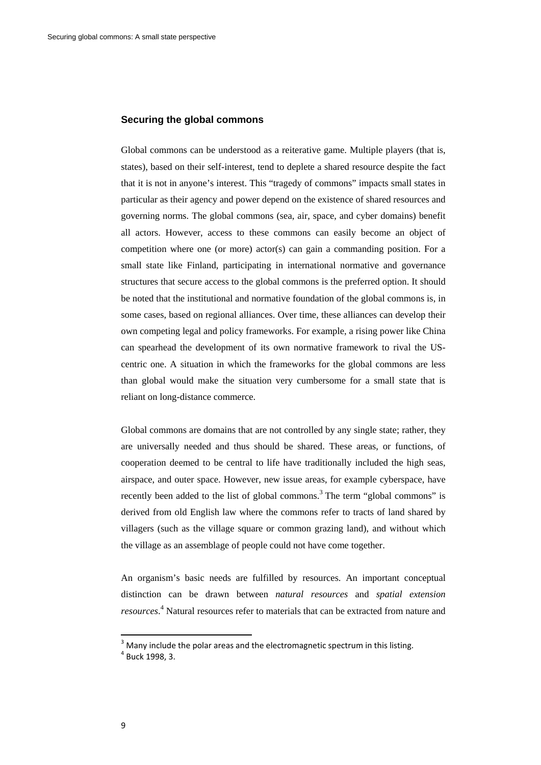## Securing the global commons

Global commons can be understood as a reiterative game. Multiple players (that is, states), based on their self-interest, tend to deplete a shared resource despite the fact that it is not in anyone's interest. This "tragedy of commons" impacts small states in particular as their agency and power depend on the existence of shared resources and governing norms. The global commons (sea, air, space, and cyber domains) benefit all actors. However, access to these commons can easily become an object of competition where one (or more) actor(s) can gain a commanding position. For a small state like Finland, participating in international normative and governance structures that secure access to the global commons is the preferred option. It should be noted that the institutional and normative foundation of the global commons is, in some cases, based on regional alliances. Over time, these alliances can develop their own competing legal and policy frameworks. For example, a rising power like China can spearhead the development of its own normative framework to rival the US-centric one. A situation in which the frameworks for the global commons are less than global would make the situation very cumbersome for a small state that is reliant on long-distance commerce.

Global commons are domains that are not controlled by any single state; rather, they are universally needed and thus should be shared. These areas, or functions, of cooperation deemed to be central to life have traditionally included the high seas, airspace, and outer space. However, new issue areas, for example cyberspace, have recently been added to the list of global commons.[3] The term "global commons" is derived from old English law where the commons refer to tracts of land shared by villagers (such as the village square or common grazing land), and without which the village as an assemblage of people could not have come together.

An organism's basic needs are fulfilled by resources. An important conceptual distinction can be drawn between *natural resources* and *spatial extension resources*.[4] Natural resources refer to materials that can be extracted from nature and

---

[3] Many include the polar areas and the electromagnetic spectrum in this listing.
[4] Buck 1998, 3.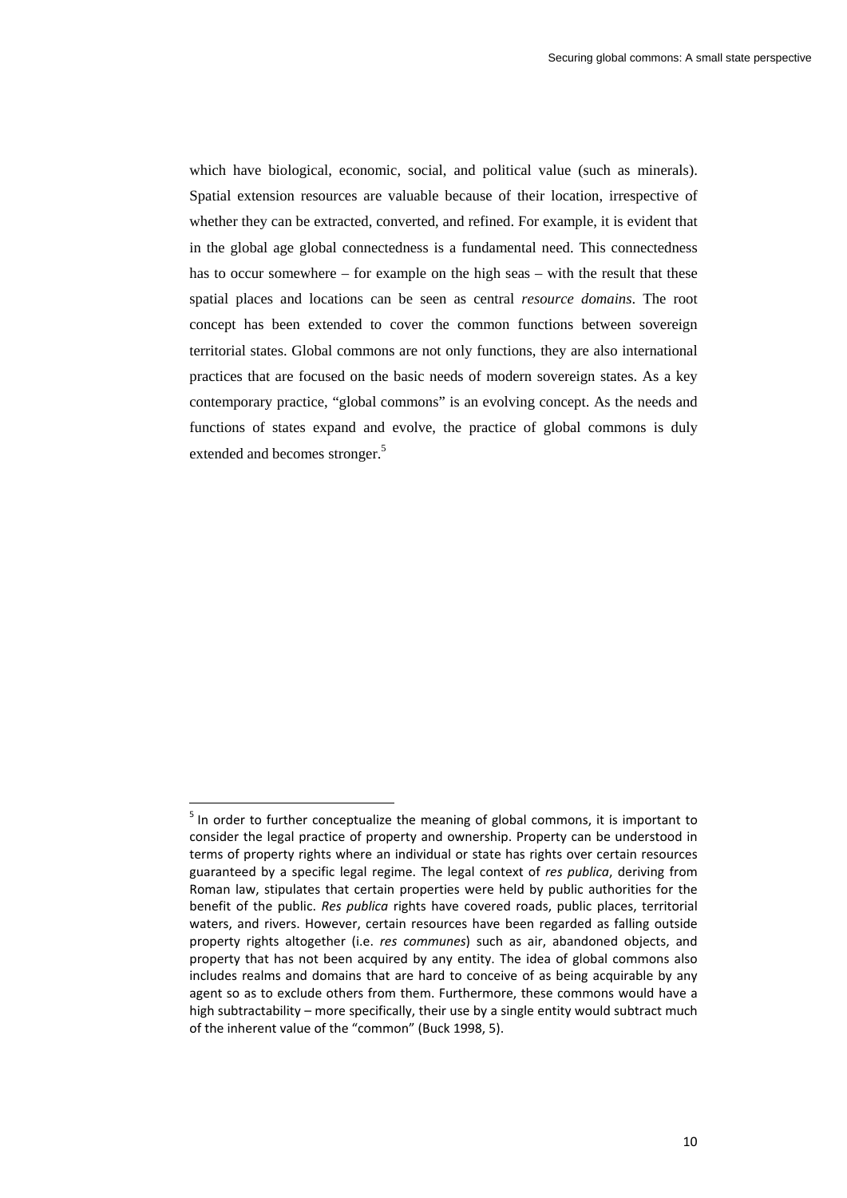which have biological, economic, social, and political value (such as minerals). Spatial extension resources are valuable because of their location, irrespective of whether they can be extracted, converted, and refined. For example, it is evident that in the global age global connectedness is a fundamental need. This connectedness has to occur somewhere – for example on the high seas – with the result that these spatial places and locations can be seen as central *resource domains*. The root concept has been extended to cover the common functions between sovereign territorial states. Global commons are not only functions, they are also international practices that are focused on the basic needs of modern sovereign states. As a key contemporary practice, "global commons" is an evolving concept. As the needs and functions of states expand and evolve, the practice of global commons is duly extended and becomes stronger.[5]

---

[5] In order to further conceptualize the meaning of global commons, it is important to consider the legal practice of property and ownership. Property can be understood in terms of property rights where an individual or state has rights over certain resources guaranteed by a specific legal regime. The legal context of *res publica*, deriving from Roman law, stipulates that certain properties were held by public authorities for the benefit of the public. *Res publica* rights have covered roads, public places, territorial waters, and rivers. However, certain resources have been regarded as falling outside property rights altogether (i.e. *res communes*) such as air, abandoned objects, and property that has not been acquired by any entity. The idea of global commons also includes realms and domains that are hard to conceive of as being acquirable by any agent so as to exclude others from them. Furthermore, these commons would have a high subtractability – more specifically, their use by a single entity would subtract much of the inherent value of the "common" (Buck 1998, 5).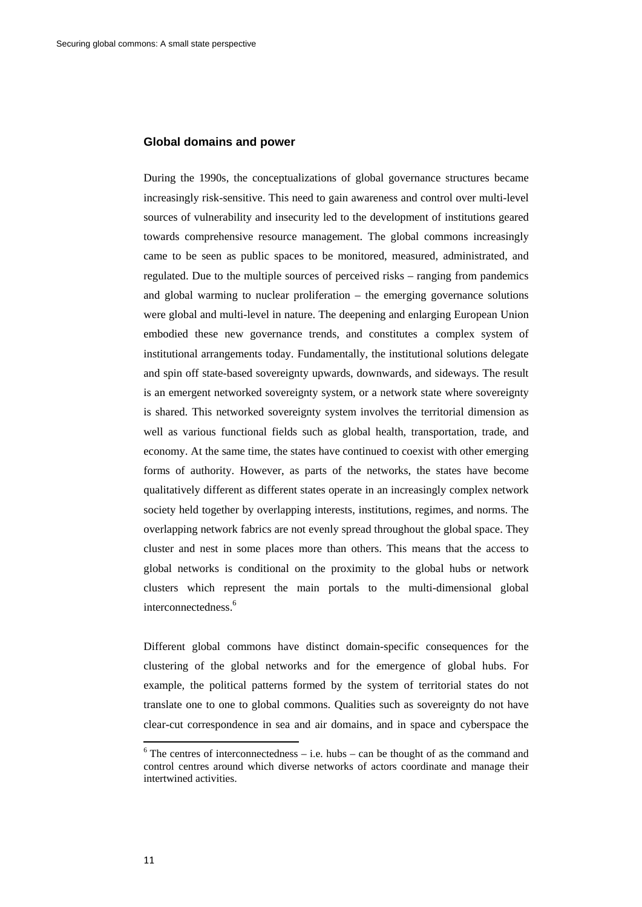## Global domains and power

During the 1990s, the conceptualizations of global governance structures became increasingly risk-sensitive. This need to gain awareness and control over multi-level sources of vulnerability and insecurity led to the development of institutions geared towards comprehensive resource management. The global commons increasingly came to be seen as public spaces to be monitored, measured, administrated, and regulated. Due to the multiple sources of perceived risks – ranging from pandemics and global warming to nuclear proliferation – the emerging governance solutions were global and multi-level in nature. The deepening and enlarging European Union embodied these new governance trends, and constitutes a complex system of institutional arrangements today. Fundamentally, the institutional solutions delegate and spin off state-based sovereignty upwards, downwards, and sideways. The result is an emergent networked sovereignty system, or a network state where sovereignty is shared. This networked sovereignty system involves the territorial dimension as well as various functional fields such as global health, transportation, trade, and economy. At the same time, the states have continued to coexist with other emerging forms of authority. However, as parts of the networks, the states have become qualitatively different as different states operate in an increasingly complex network society held together by overlapping interests, institutions, regimes, and norms. The overlapping network fabrics are not evenly spread throughout the global space. They cluster and nest in some places more than others. This means that the access to global networks is conditional on the proximity to the global hubs or network clusters which represent the main portals to the multi-dimensional global interconnectedness.[6]

Different global commons have distinct domain-specific consequences for the clustering of the global networks and for the emergence of global hubs. For example, the political patterns formed by the system of territorial states do not translate one to one to global commons. Qualities such as sovereignty do not have clear-cut correspondence in sea and air domains, and in space and cyberspace the

[6] The centres of interconnectedness – i.e. hubs – can be thought of as the command and control centres around which diverse networks of actors coordinate and manage their intertwined activities.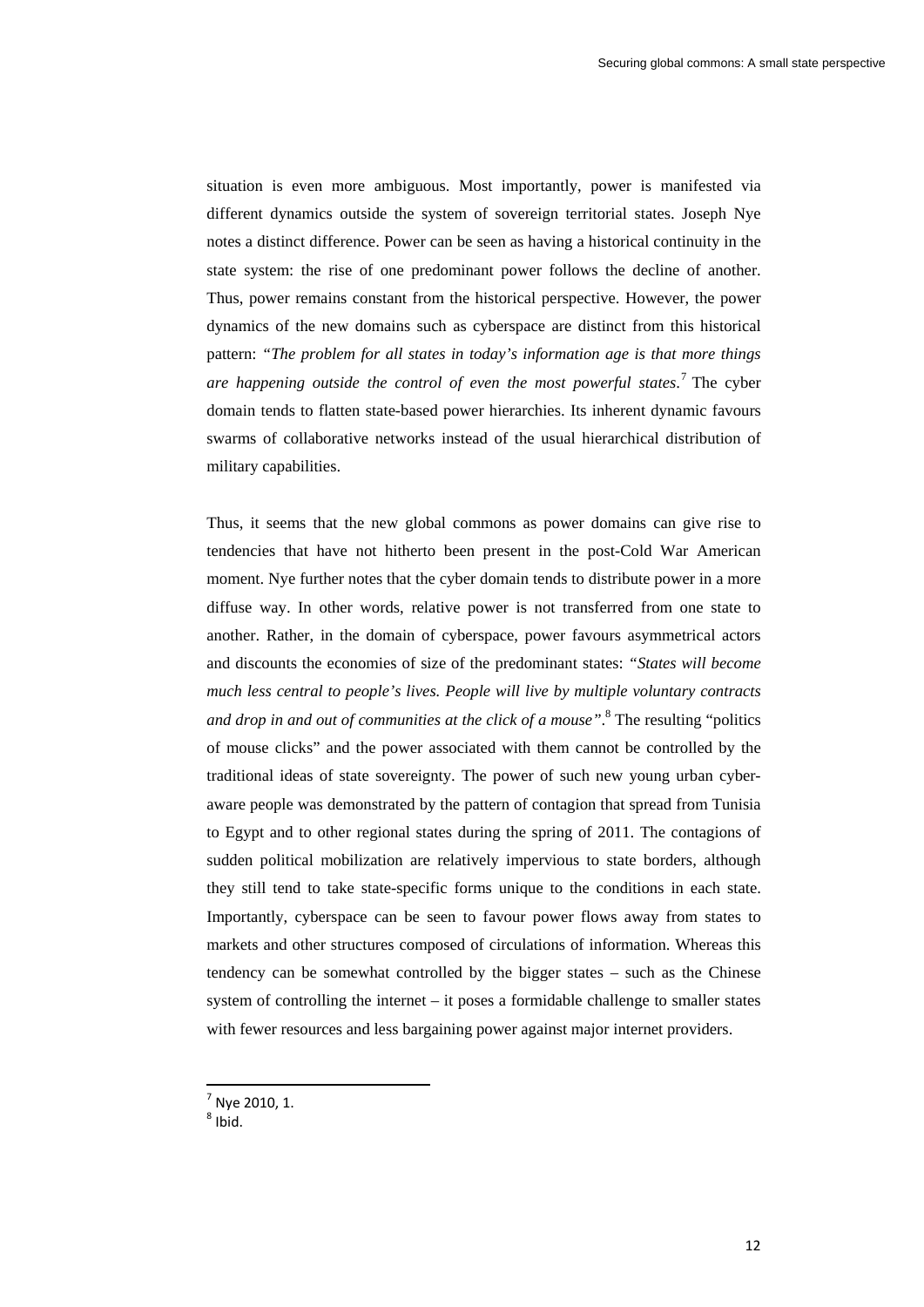situation is even more ambiguous. Most importantly, power is manifested via different dynamics outside the system of sovereign territorial states. Joseph Nye notes a distinct difference. Power can be seen as having a historical continuity in the state system: the rise of one predominant power follows the decline of another. Thus, power remains constant from the historical perspective. However, the power dynamics of the new domains such as cyberspace are distinct from this historical pattern: "*The problem for all states in today's information age is that more things are happening outside the control of even the most powerful states*.[7] The cyber domain tends to flatten state-based power hierarchies. Its inherent dynamic favours swarms of collaborative networks instead of the usual hierarchical distribution of military capabilities.

Thus, it seems that the new global commons as power domains can give rise to tendencies that have not hitherto been present in the post-Cold War American moment. Nye further notes that the cyber domain tends to distribute power in a more diffuse way. In other words, relative power is not transferred from one state to another. Rather, in the domain of cyberspace, power favours asymmetrical actors and discounts the economies of size of the predominant states: "*States will become much less central to people's lives. People will live by multiple voluntary contracts and drop in and out of communities at the click of a mouse*".[8] The resulting "politics of mouse clicks" and the power associated with them cannot be controlled by the traditional ideas of state sovereignty. The power of such new young urban cyber-aware people was demonstrated by the pattern of contagion that spread from Tunisia to Egypt and to other regional states during the spring of 2011. The contagions of sudden political mobilization are relatively impervious to state borders, although they still tend to take state-specific forms unique to the conditions in each state. Importantly, cyberspace can be seen to favour power flows away from states to markets and other structures composed of circulations of information. Whereas this tendency can be somewhat controlled by the bigger states – such as the Chinese system of controlling the internet – it poses a formidable challenge to smaller states with fewer resources and less bargaining power against major internet providers.

---

[7] Nye 2010, 1.

[8] Ibid.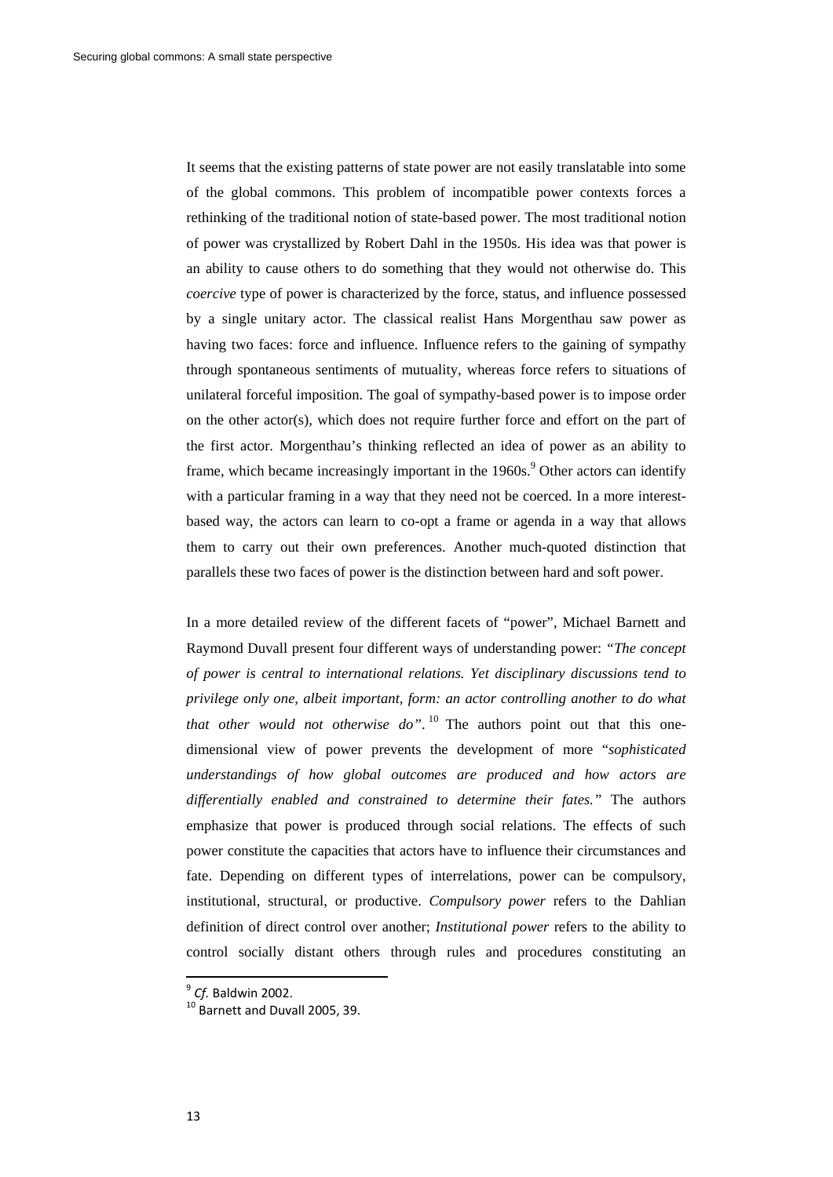It seems that the existing patterns of state power are not easily translatable into some of the global commons. This problem of incompatible power contexts forces a rethinking of the traditional notion of state-based power. The most traditional notion of power was crystallized by Robert Dahl in the 1950s. His idea was that power is an ability to cause others to do something that they would not otherwise do. This *coercive* type of power is characterized by the force, status, and influence possessed by a single unitary actor. The classical realist Hans Morgenthau saw power as having two faces: force and influence. Influence refers to the gaining of sympathy through spontaneous sentiments of mutuality, whereas force refers to situations of unilateral forceful imposition. The goal of sympathy-based power is to impose order on the other actor(s), which does not require further force and effort on the part of the first actor. Morgenthau's thinking reflected an idea of power as an ability to frame, which became increasingly important in the 1960s.[9] Other actors can identify with a particular framing in a way that they need not be coerced. In a more interest-based way, the actors can learn to co-opt a frame or agenda in a way that allows them to carry out their own preferences. Another much-quoted distinction that parallels these two faces of power is the distinction between hard and soft power.

In a more detailed review of the different facets of "power", Michael Barnett and Raymond Duvall present four different ways of understanding power: *"The concept of power is central to international relations. Yet disciplinary discussions tend to privilege only one, albeit important, form: an actor controlling another to do what that other would not otherwise do"*.[10] The authors point out that this one-dimensional view of power prevents the development of more "*sophisticated understandings of how global outcomes are produced and how actors are differentially enabled and constrained to determine their fates."* The authors emphasize that power is produced through social relations. The effects of such power constitute the capacities that actors have to influence their circumstances and fate. Depending on different types of interrelations, power can be compulsory, institutional, structural, or productive. *Compulsory power* refers to the Dahlian definition of direct control over another; *Institutional power* refers to the ability to control socially distant others through rules and procedures constituting an

---

[9] *Cf.* Baldwin 2002.

[10] Barnett and Duvall 2005, 39.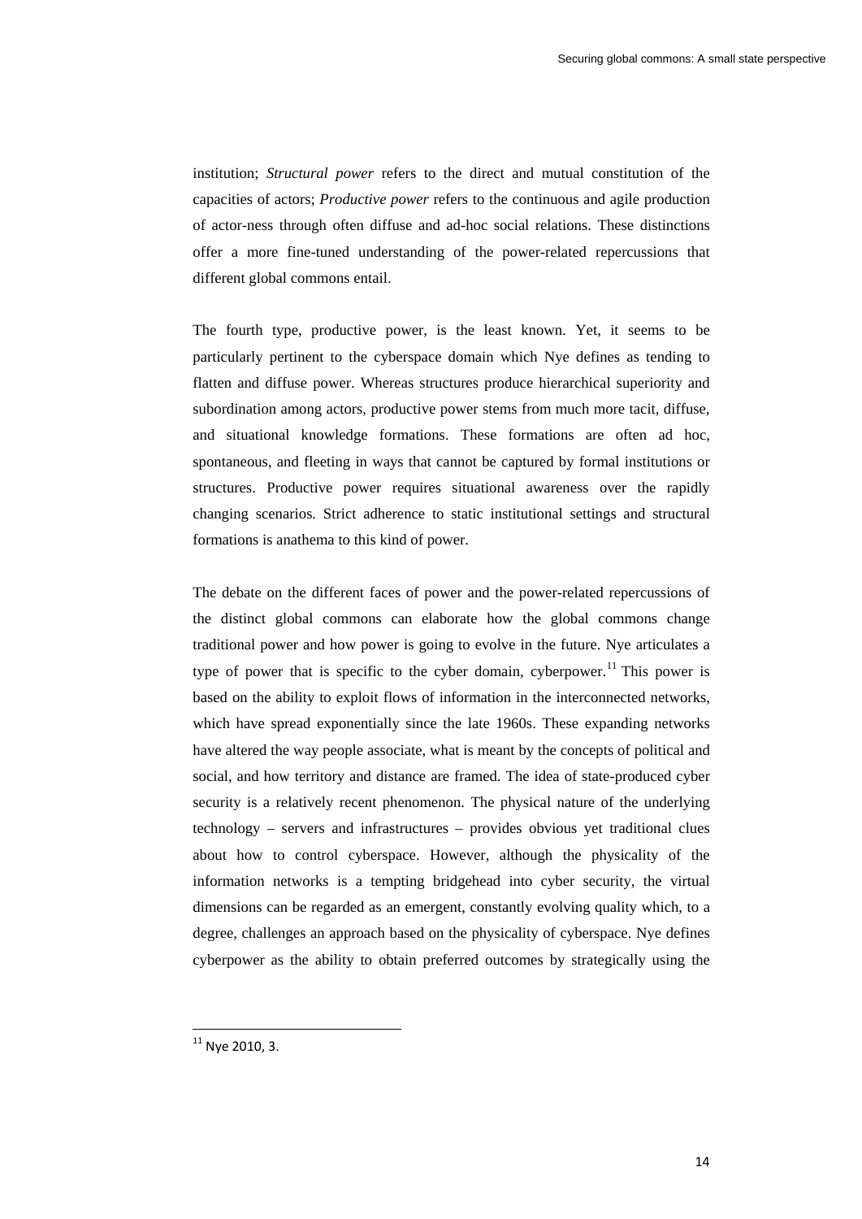institution; *Structural power* refers to the direct and mutual constitution of the capacities of actors; *Productive power* refers to the continuous and agile production of actor-ness through often diffuse and ad-hoc social relations. These distinctions offer a more fine-tuned understanding of the power-related repercussions that different global commons entail.

The fourth type, productive power, is the least known. Yet, it seems to be particularly pertinent to the cyberspace domain which Nye defines as tending to flatten and diffuse power. Whereas structures produce hierarchical superiority and subordination among actors, productive power stems from much more tacit, diffuse, and situational knowledge formations. These formations are often ad hoc, spontaneous, and fleeting in ways that cannot be captured by formal institutions or structures. Productive power requires situational awareness over the rapidly changing scenarios. Strict adherence to static institutional settings and structural formations is anathema to this kind of power.

The debate on the different faces of power and the power-related repercussions of the distinct global commons can elaborate how the global commons change traditional power and how power is going to evolve in the future. Nye articulates a type of power that is specific to the cyber domain, cyberpower.[11] This power is based on the ability to exploit flows of information in the interconnected networks, which have spread exponentially since the late 1960s. These expanding networks have altered the way people associate, what is meant by the concepts of political and social, and how territory and distance are framed. The idea of state-produced cyber security is a relatively recent phenomenon. The physical nature of the underlying technology – servers and infrastructures – provides obvious yet traditional clues about how to control cyberspace. However, although the physicality of the information networks is a tempting bridgehead into cyber security, the virtual dimensions can be regarded as an emergent, constantly evolving quality which, to a degree, challenges an approach based on the physicality of cyberspace. Nye defines cyberpower as the ability to obtain preferred outcomes by strategically using the

[11] Nye 2010, 3.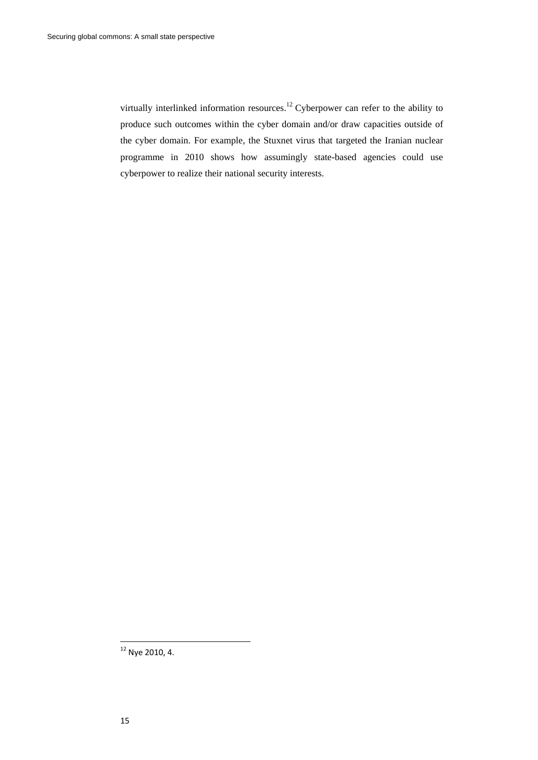virtually interlinked information resources.[12] Cyberpower can refer to the ability to produce such outcomes within the cyber domain and/or draw capacities outside of the cyber domain. For example, the Stuxnet virus that targeted the Iranian nuclear programme in 2010 shows how assumingly state-based agencies could use cyberpower to realize their national security interests.

[12] Nye 2010, 4.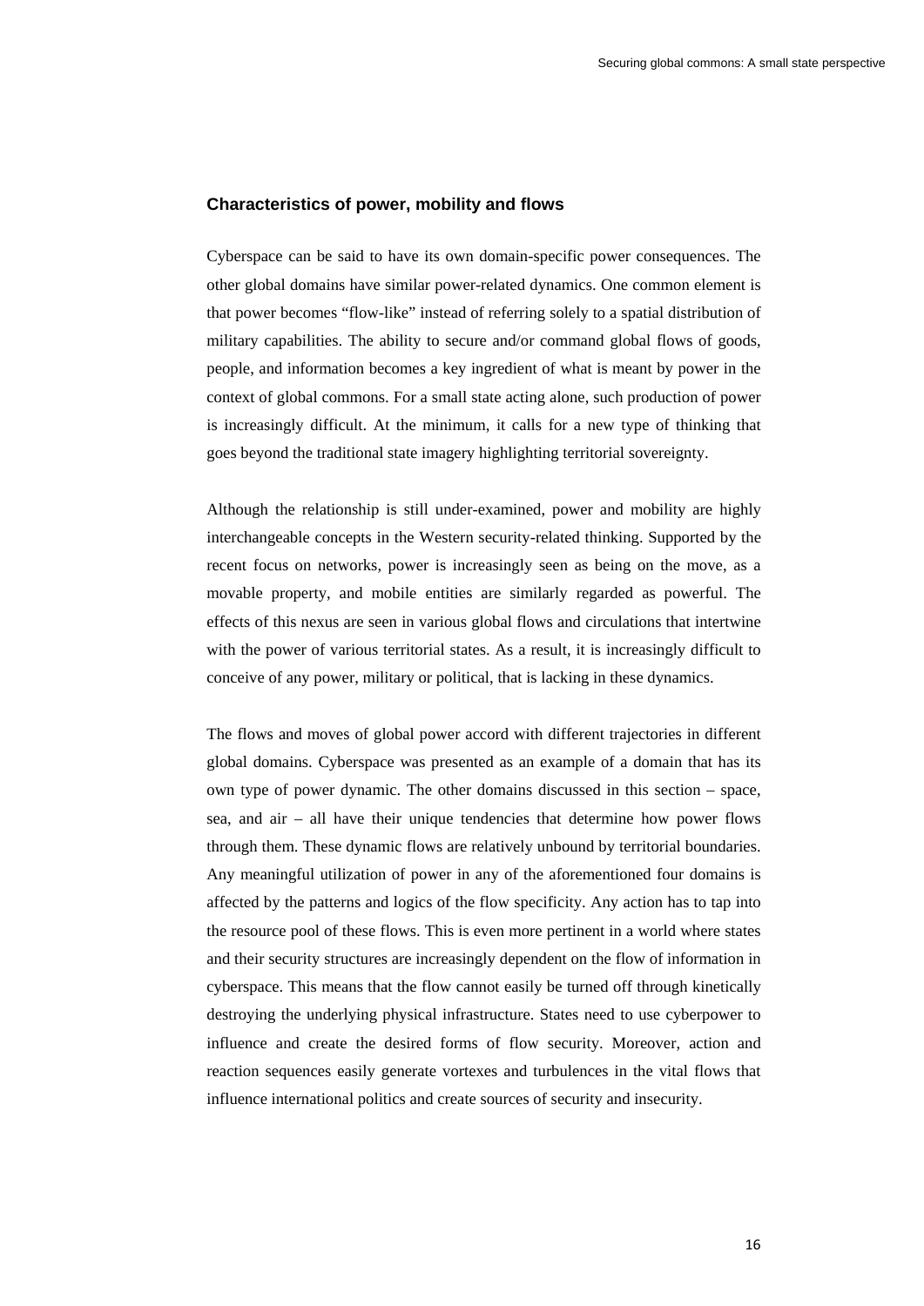### Characteristics of power, mobility and flows

Cyberspace can be said to have its own domain-specific power consequences. The other global domains have similar power-related dynamics. One common element is that power becomes "flow-like" instead of referring solely to a spatial distribution of military capabilities. The ability to secure and/or command global flows of goods, people, and information becomes a key ingredient of what is meant by power in the context of global commons. For a small state acting alone, such production of power is increasingly difficult. At the minimum, it calls for a new type of thinking that goes beyond the traditional state imagery highlighting territorial sovereignty.

Although the relationship is still under-examined, power and mobility are highly interchangeable concepts in the Western security-related thinking. Supported by the recent focus on networks, power is increasingly seen as being on the move, as a movable property, and mobile entities are similarly regarded as powerful. The effects of this nexus are seen in various global flows and circulations that intertwine with the power of various territorial states. As a result, it is increasingly difficult to conceive of any power, military or political, that is lacking in these dynamics.

The flows and moves of global power accord with different trajectories in different global domains. Cyberspace was presented as an example of a domain that has its own type of power dynamic. The other domains discussed in this section – space, sea, and air – all have their unique tendencies that determine how power flows through them. These dynamic flows are relatively unbound by territorial boundaries. Any meaningful utilization of power in any of the aforementioned four domains is affected by the patterns and logics of the flow specificity. Any action has to tap into the resource pool of these flows. This is even more pertinent in a world where states and their security structures are increasingly dependent on the flow of information in cyberspace. This means that the flow cannot easily be turned off through kinetically destroying the underlying physical infrastructure. States need to use cyberpower to influence and create the desired forms of flow security. Moreover, action and reaction sequences easily generate vortexes and turbulences in the vital flows that influence international politics and create sources of security and insecurity.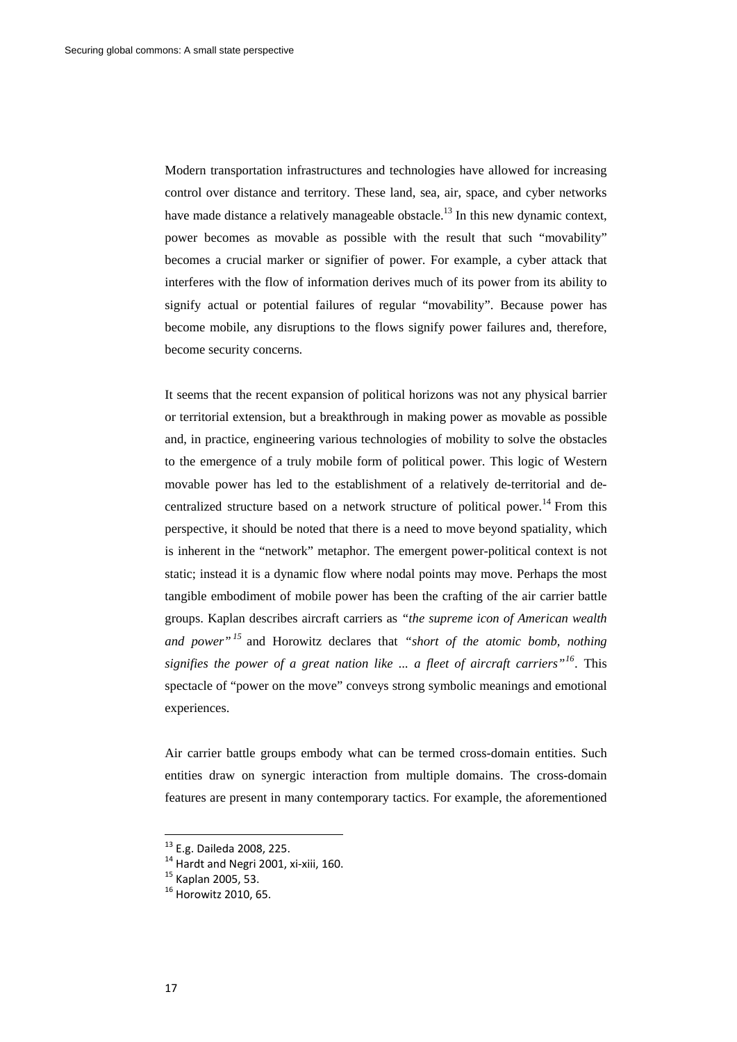Modern transportation infrastructures and technologies have allowed for increasing control over distance and territory. These land, sea, air, space, and cyber networks have made distance a relatively manageable obstacle.[13] In this new dynamic context, power becomes as movable as possible with the result that such "movability" becomes a crucial marker or signifier of power. For example, a cyber attack that interferes with the flow of information derives much of its power from its ability to signify actual or potential failures of regular "movability". Because power has become mobile, any disruptions to the flows signify power failures and, therefore, become security concerns.

It seems that the recent expansion of political horizons was not any physical barrier or territorial extension, but a breakthrough in making power as movable as possible and, in practice, engineering various technologies of mobility to solve the obstacles to the emergence of a truly mobile form of political power. This logic of Western movable power has led to the establishment of a relatively de-territorial and de-centralized structure based on a network structure of political power.[14] From this perspective, it should be noted that there is a need to move beyond spatiality, which is inherent in the "network" metaphor. The emergent power-political context is not static; instead it is a dynamic flow where nodal points may move. Perhaps the most tangible embodiment of mobile power has been the crafting of the air carrier battle groups. Kaplan describes aircraft carriers as *"the supreme icon of American wealth and power"*[15] and Horowitz declares that *"short of the atomic bomb, nothing signifies the power of a great nation like ... a fleet of aircraft carriers"*[16]. This spectacle of "power on the move" conveys strong symbolic meanings and emotional experiences.

Air carrier battle groups embody what can be termed cross-domain entities. Such entities draw on synergic interaction from multiple domains. The cross-domain features are present in many contemporary tactics. For example, the aforementioned

[13] E.g. Daileda 2008, 225.
[14] Hardt and Negri 2001, xi-xiii, 160.
[15] Kaplan 2005, 53.
[16] Horowitz 2010, 65.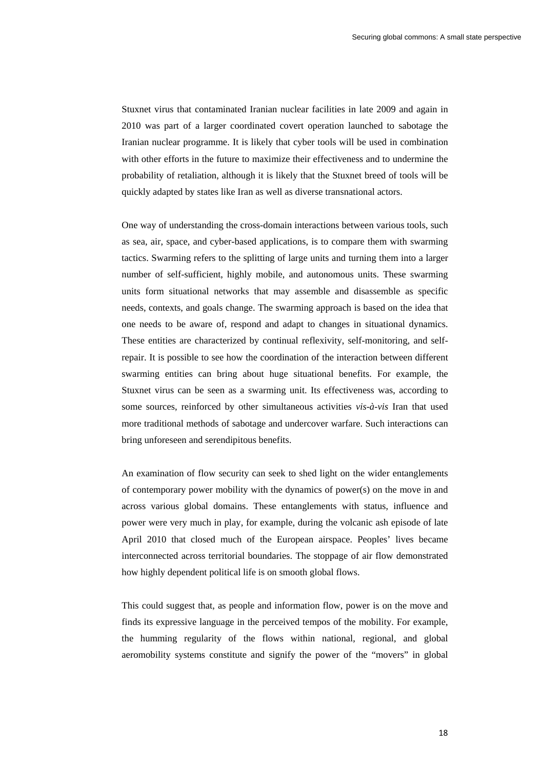Stuxnet virus that contaminated Iranian nuclear facilities in late 2009 and again in 2010 was part of a larger coordinated covert operation launched to sabotage the Iranian nuclear programme. It is likely that cyber tools will be used in combination with other efforts in the future to maximize their effectiveness and to undermine the probability of retaliation, although it is likely that the Stuxnet breed of tools will be quickly adapted by states like Iran as well as diverse transnational actors.

One way of understanding the cross-domain interactions between various tools, such as sea, air, space, and cyber-based applications, is to compare them with swarming tactics. Swarming refers to the splitting of large units and turning them into a larger number of self-sufficient, highly mobile, and autonomous units. These swarming units form situational networks that may assemble and disassemble as specific needs, contexts, and goals change. The swarming approach is based on the idea that one needs to be aware of, respond and adapt to changes in situational dynamics. These entities are characterized by continual reflexivity, self-monitoring, and self-repair. It is possible to see how the coordination of the interaction between different swarming entities can bring about huge situational benefits. For example, the Stuxnet virus can be seen as a swarming unit. Its effectiveness was, according to some sources, reinforced by other simultaneous activities *vis-à-vis* Iran that used more traditional methods of sabotage and undercover warfare. Such interactions can bring unforeseen and serendipitous benefits.

An examination of flow security can seek to shed light on the wider entanglements of contemporary power mobility with the dynamics of power(s) on the move in and across various global domains. These entanglements with status, influence and power were very much in play, for example, during the volcanic ash episode of late April 2010 that closed much of the European airspace. Peoples' lives became interconnected across territorial boundaries. The stoppage of air flow demonstrated how highly dependent political life is on smooth global flows.

This could suggest that, as people and information flow, power is on the move and finds its expressive language in the perceived tempos of the mobility. For example, the humming regularity of the flows within national, regional, and global aeromobility systems constitute and signify the power of the "movers" in global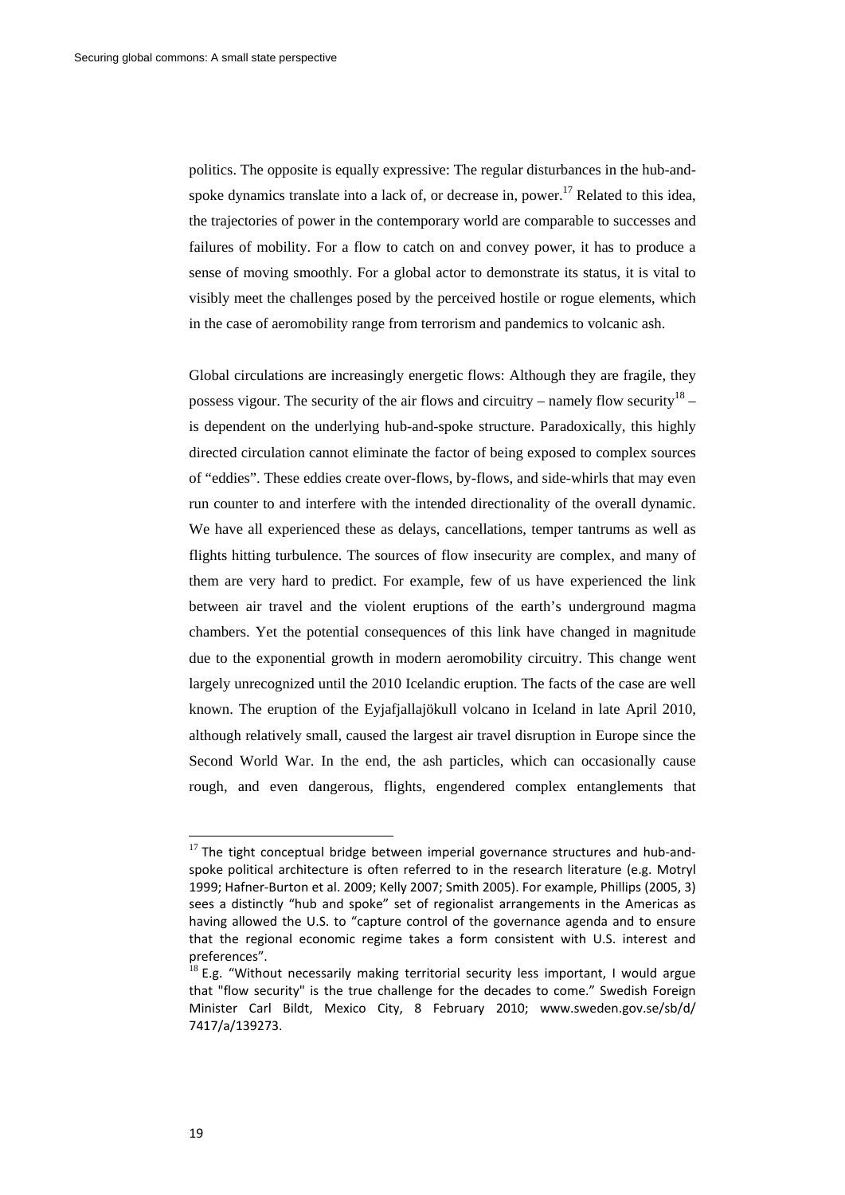politics. The opposite is equally expressive: The regular disturbances in the hub-and-spoke dynamics translate into a lack of, or decrease in, power.[17] Related to this idea, the trajectories of power in the contemporary world are comparable to successes and failures of mobility. For a flow to catch on and convey power, it has to produce a sense of moving smoothly. For a global actor to demonstrate its status, it is vital to visibly meet the challenges posed by the perceived hostile or rogue elements, which in the case of aeromobility range from terrorism and pandemics to volcanic ash.

Global circulations are increasingly energetic flows: Although they are fragile, they possess vigour. The security of the air flows and circuitry – namely flow security[18] – is dependent on the underlying hub-and-spoke structure. Paradoxically, this highly directed circulation cannot eliminate the factor of being exposed to complex sources of "eddies". These eddies create over-flows, by-flows, and side-whirls that may even run counter to and interfere with the intended directionality of the overall dynamic. We have all experienced these as delays, cancellations, temper tantrums as well as flights hitting turbulence. The sources of flow insecurity are complex, and many of them are very hard to predict. For example, few of us have experienced the link between air travel and the violent eruptions of the earth's underground magma chambers. Yet the potential consequences of this link have changed in magnitude due to the exponential growth in modern aeromobility circuitry. This change went largely unrecognized until the 2010 Icelandic eruption. The facts of the case are well known. The eruption of the Eyjafjallajökull volcano in Iceland in late April 2010, although relatively small, caused the largest air travel disruption in Europe since the Second World War. In the end, the ash particles, which can occasionally cause rough, and even dangerous, flights, engendered complex entanglements that

---

[17] The tight conceptual bridge between imperial governance structures and hub-and-spoke political architecture is often referred to in the research literature (e.g. Motryl 1999; Hafner-Burton et al. 2009; Kelly 2007; Smith 2005). For example, Phillips (2005, 3) sees a distinctly "hub and spoke" set of regionalist arrangements in the Americas as having allowed the U.S. to "capture control of the governance agenda and to ensure that the regional economic regime takes a form consistent with U.S. interest and preferences".

[18] E.g. "Without necessarily making territorial security less important, I would argue that "flow security" is the true challenge for the decades to come." Swedish Foreign Minister Carl Bildt, Mexico City, 8 February 2010; www.sweden.gov.se/sb/d/7417/a/139273.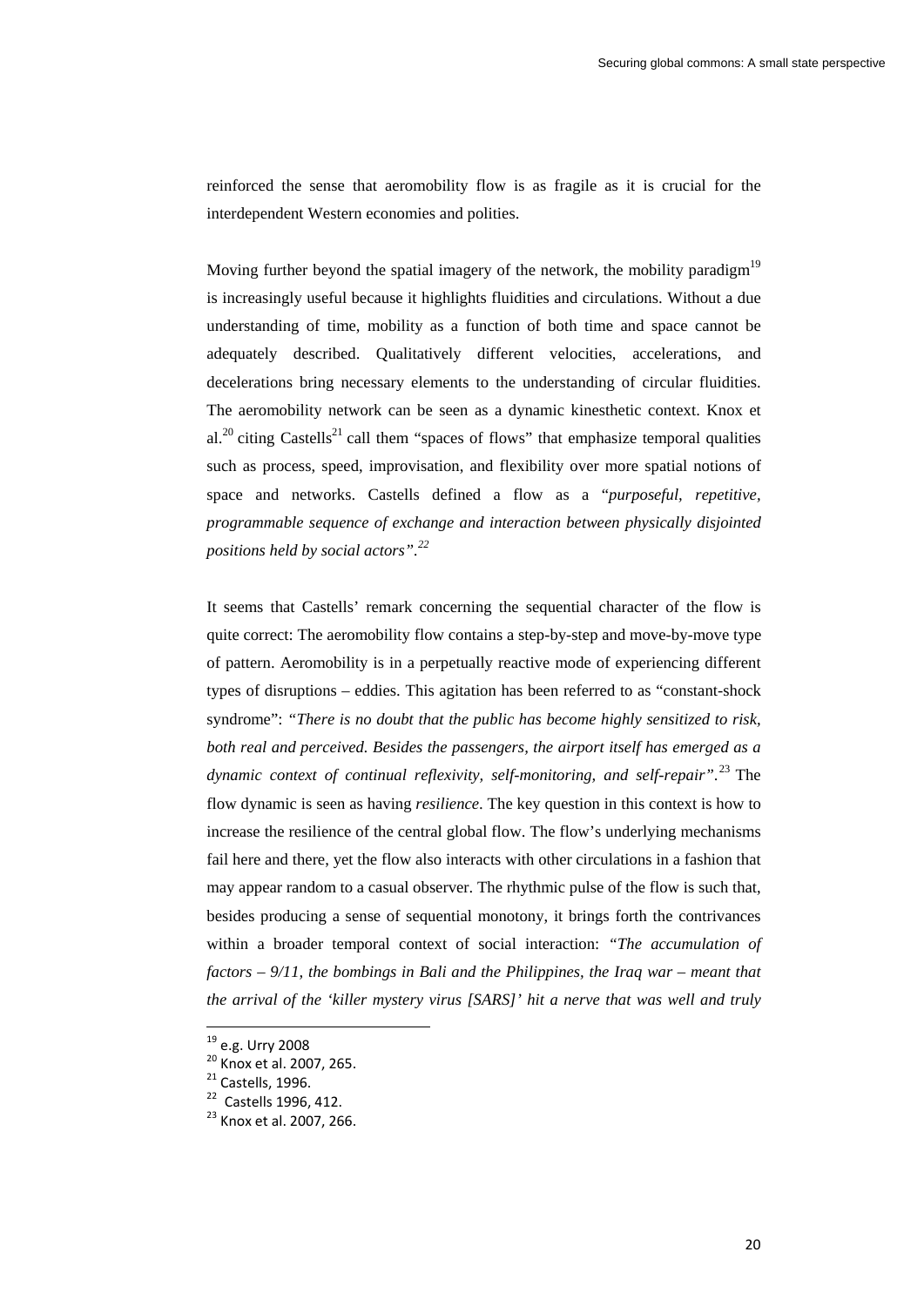reinforced the sense that aeromobility flow is as fragile as it is crucial for the interdependent Western economies and polities.

Moving further beyond the spatial imagery of the network, the mobility paradigm[19] is increasingly useful because it highlights fluidities and circulations. Without a due understanding of time, mobility as a function of both time and space cannot be adequately described. Qualitatively different velocities, accelerations, and decelerations bring necessary elements to the understanding of circular fluidities. The aeromobility network can be seen as a dynamic kinesthetic context. Knox et al.[20] citing Castells[21] call them "spaces of flows" that emphasize temporal qualities such as process, speed, improvisation, and flexibility over more spatial notions of space and networks. Castells defined a flow as a "*purposeful, repetitive, programmable sequence of exchange and interaction between physically disjointed positions held by social actors".[22]*

It seems that Castells' remark concerning the sequential character of the flow is quite correct: The aeromobility flow contains a step-by-step and move-by-move type of pattern. Aeromobility is in a perpetually reactive mode of experiencing different types of disruptions – eddies. This agitation has been referred to as "constant-shock syndrome": *"There is no doubt that the public has become highly sensitized to risk, both real and perceived. Besides the passengers, the airport itself has emerged as a dynamic context of continual reflexivity, self-monitoring, and self-repair".*[23] The flow dynamic is seen as having *resilience*. The key question in this context is how to increase the resilience of the central global flow. The flow's underlying mechanisms fail here and there, yet the flow also interacts with other circulations in a fashion that may appear random to a casual observer. The rhythmic pulse of the flow is such that, besides producing a sense of sequential monotony, it brings forth the contrivances within a broader temporal context of social interaction: *"The accumulation of factors – 9/11, the bombings in Bali and the Philippines, the Iraq war – meant that the arrival of the 'killer mystery virus [SARS]' hit a nerve that was well and truly*

[19] e.g. Urry 2008

[20] Knox et al. 2007, 265.

[21] Castells, 1996.

[22] Castells 1996, 412.

[23] Knox et al. 2007, 266.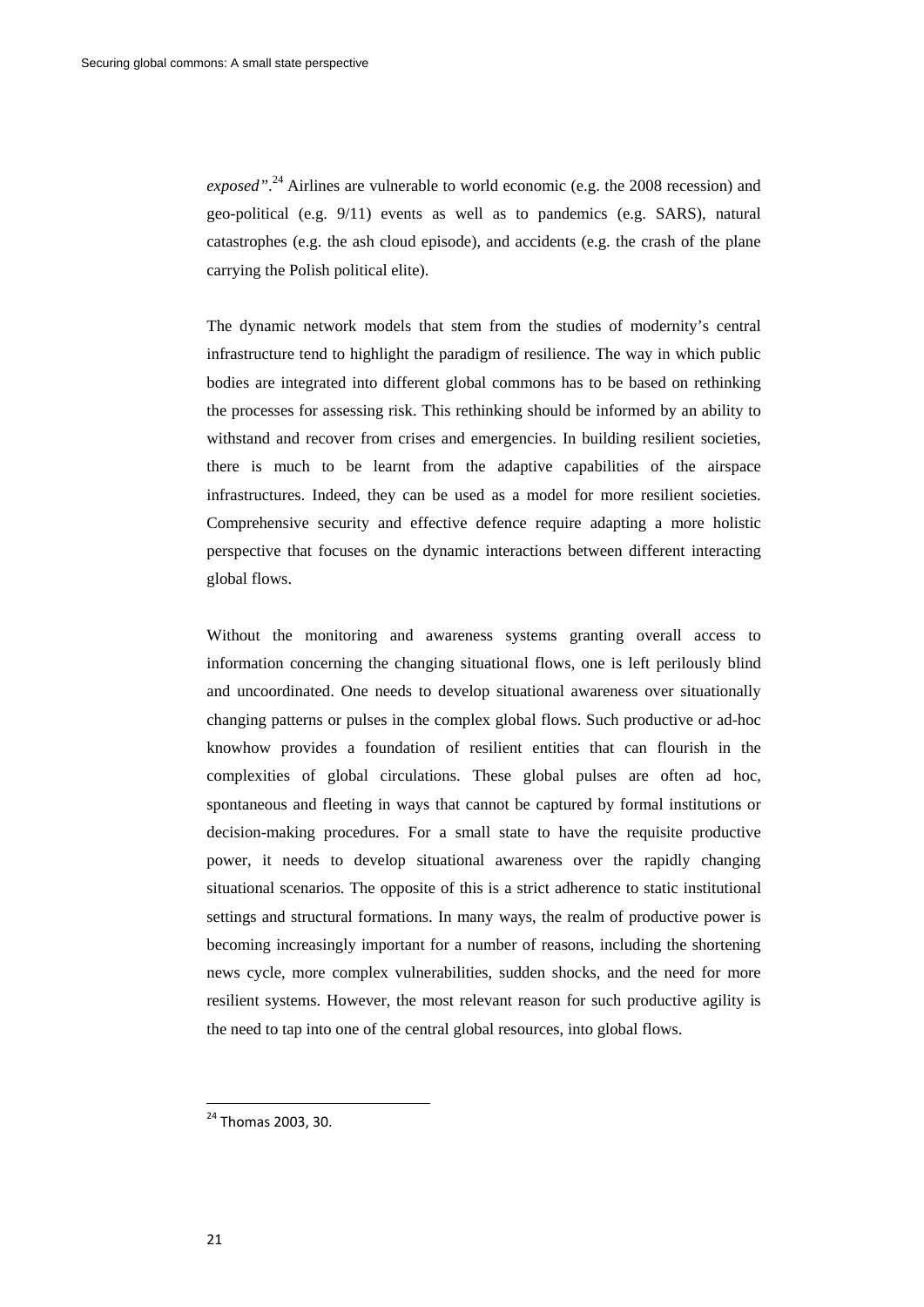*exposed"*.[24] Airlines are vulnerable to world economic (e.g. the 2008 recession) and geo-political (e.g. 9/11) events as well as to pandemics (e.g. SARS), natural catastrophes (e.g. the ash cloud episode), and accidents (e.g. the crash of the plane carrying the Polish political elite).

The dynamic network models that stem from the studies of modernity's central infrastructure tend to highlight the paradigm of resilience. The way in which public bodies are integrated into different global commons has to be based on rethinking the processes for assessing risk. This rethinking should be informed by an ability to withstand and recover from crises and emergencies. In building resilient societies, there is much to be learnt from the adaptive capabilities of the airspace infrastructures. Indeed, they can be used as a model for more resilient societies. Comprehensive security and effective defence require adapting a more holistic perspective that focuses on the dynamic interactions between different interacting global flows.

Without the monitoring and awareness systems granting overall access to information concerning the changing situational flows, one is left perilously blind and uncoordinated. One needs to develop situational awareness over situationally changing patterns or pulses in the complex global flows. Such productive or ad-hoc knowhow provides a foundation of resilient entities that can flourish in the complexities of global circulations. These global pulses are often ad hoc, spontaneous and fleeting in ways that cannot be captured by formal institutions or decision-making procedures. For a small state to have the requisite productive power, it needs to develop situational awareness over the rapidly changing situational scenarios. The opposite of this is a strict adherence to static institutional settings and structural formations. In many ways, the realm of productive power is becoming increasingly important for a number of reasons, including the shortening news cycle, more complex vulnerabilities, sudden shocks, and the need for more resilient systems. However, the most relevant reason for such productive agility is the need to tap into one of the central global resources, into global flows.

---

[24] Thomas 2003, 30.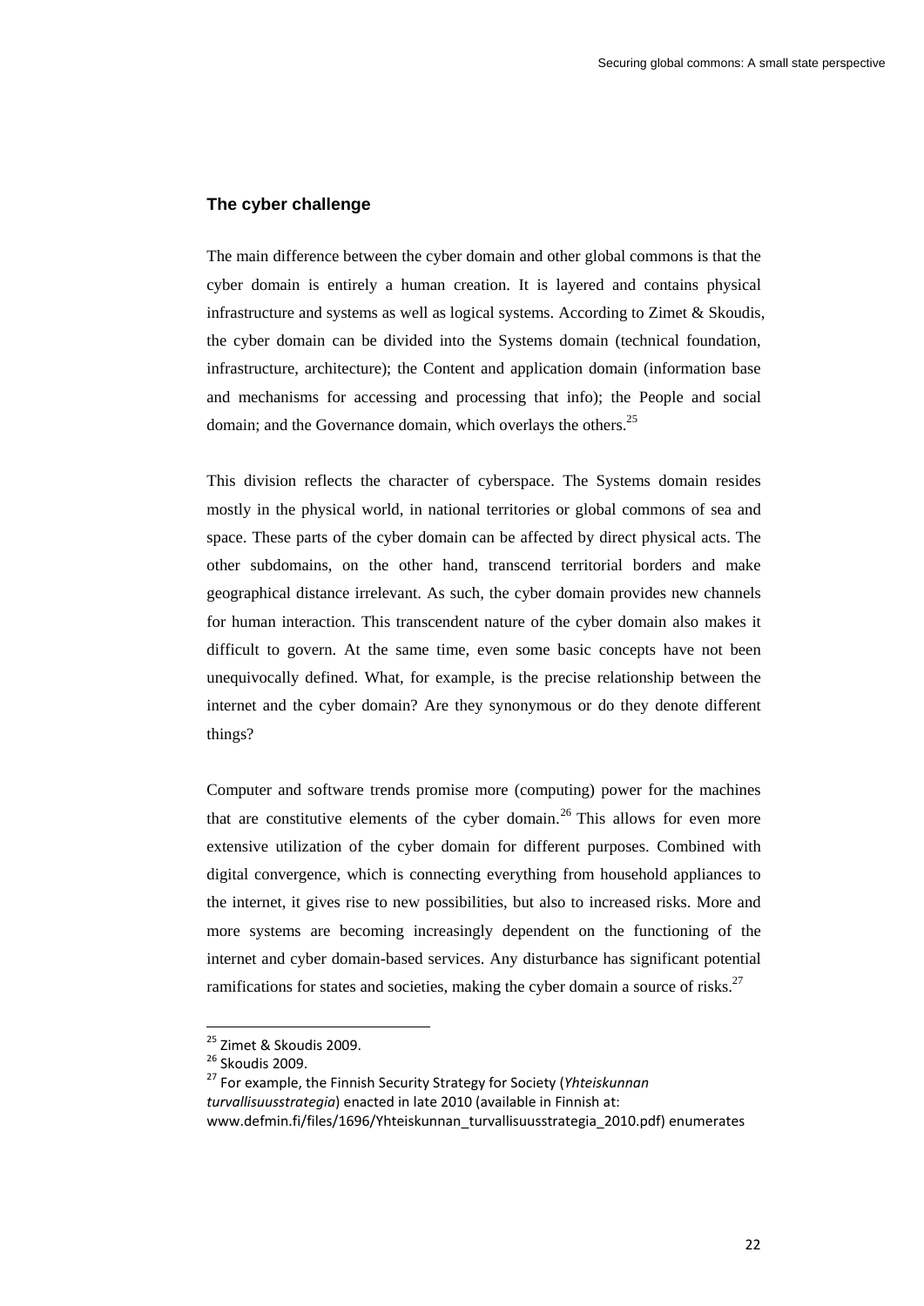## The cyber challenge

The main difference between the cyber domain and other global commons is that the cyber domain is entirely a human creation. It is layered and contains physical infrastructure and systems as well as logical systems. According to Zimet & Skoudis, the cyber domain can be divided into the Systems domain (technical foundation, infrastructure, architecture); the Content and application domain (information base and mechanisms for accessing and processing that info); the People and social domain; and the Governance domain, which overlays the others.[25]

This division reflects the character of cyberspace. The Systems domain resides mostly in the physical world, in national territories or global commons of sea and space. These parts of the cyber domain can be affected by direct physical acts. The other subdomains, on the other hand, transcend territorial borders and make geographical distance irrelevant. As such, the cyber domain provides new channels for human interaction. This transcendent nature of the cyber domain also makes it difficult to govern. At the same time, even some basic concepts have not been unequivocally defined. What, for example, is the precise relationship between the internet and the cyber domain? Are they synonymous or do they denote different things?

Computer and software trends promise more (computing) power for the machines that are constitutive elements of the cyber domain.[26] This allows for even more extensive utilization of the cyber domain for different purposes. Combined with digital convergence, which is connecting everything from household appliances to the internet, it gives rise to new possibilities, but also to increased risks. More and more systems are becoming increasingly dependent on the functioning of the internet and cyber domain-based services. Any disturbance has significant potential ramifications for states and societies, making the cyber domain a source of risks.[27]

---

[25] Zimet & Skoudis 2009.

[26] Skoudis 2009.

[27] For example, the Finnish Security Strategy for Society (*Yhteiskunnan turvallisuusstrategia*) enacted in late 2010 (available in Finnish at: www.defmin.fi/files/1696/Yhteiskunnan_turvallisuusstrategia_2010.pdf) enumerates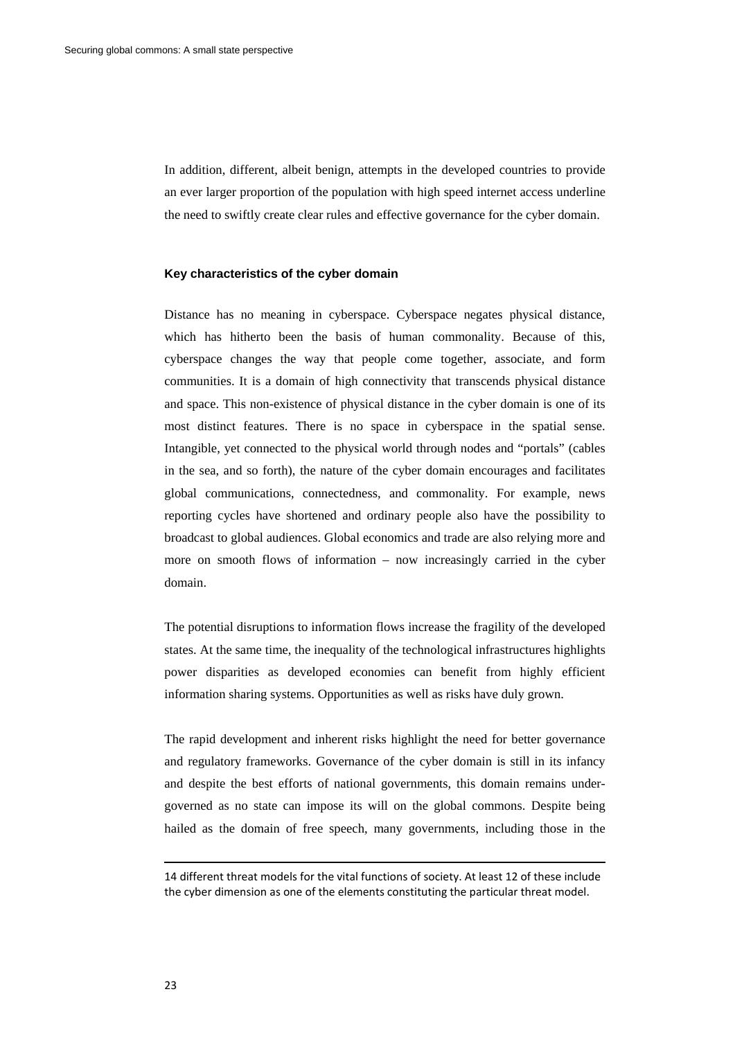In addition, different, albeit benign, attempts in the developed countries to provide an ever larger proportion of the population with high speed internet access underline the need to swiftly create clear rules and effective governance for the cyber domain.

### Key characteristics of the cyber domain

Distance has no meaning in cyberspace. Cyberspace negates physical distance, which has hitherto been the basis of human commonality. Because of this, cyberspace changes the way that people come together, associate, and form communities. It is a domain of high connectivity that transcends physical distance and space. This non-existence of physical distance in the cyber domain is one of its most distinct features. There is no space in cyberspace in the spatial sense. Intangible, yet connected to the physical world through nodes and "portals" (cables in the sea, and so forth), the nature of the cyber domain encourages and facilitates global communications, connectedness, and commonality. For example, news reporting cycles have shortened and ordinary people also have the possibility to broadcast to global audiences. Global economics and trade are also relying more and more on smooth flows of information – now increasingly carried in the cyber domain.

The potential disruptions to information flows increase the fragility of the developed states. At the same time, the inequality of the technological infrastructures highlights power disparities as developed economies can benefit from highly efficient information sharing systems. Opportunities as well as risks have duly grown.

The rapid development and inherent risks highlight the need for better governance and regulatory frameworks. Governance of the cyber domain is still in its infancy and despite the best efforts of national governments, this domain remains under-governed as no state can impose its will on the global commons. Despite being hailed as the domain of free speech, many governments, including those in the

---

14 different threat models for the vital functions of society. At least 12 of these include the cyber dimension as one of the elements constituting the particular threat model.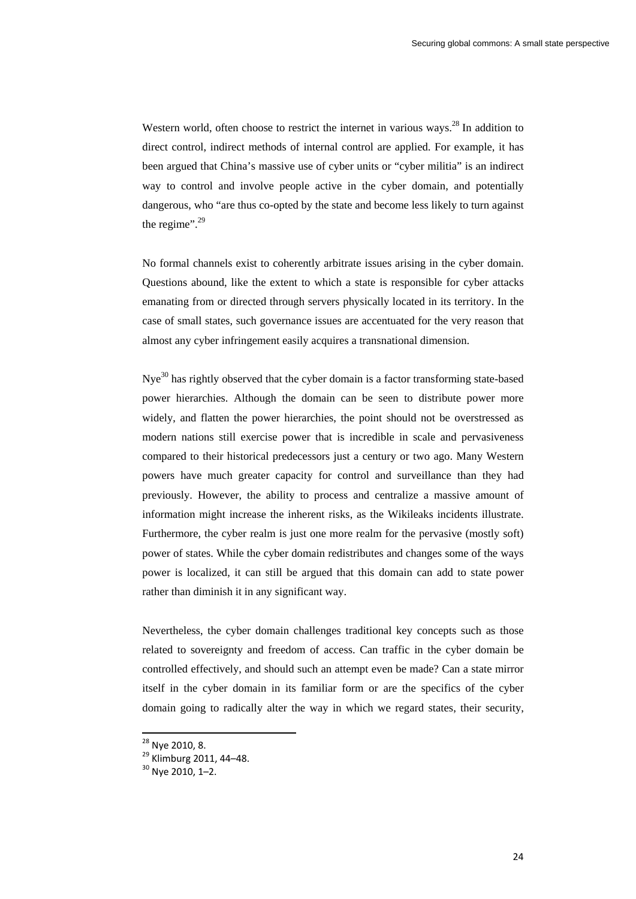Western world, often choose to restrict the internet in various ways.[28] In addition to direct control, indirect methods of internal control are applied. For example, it has been argued that China's massive use of cyber units or "cyber militia" is an indirect way to control and involve people active in the cyber domain, and potentially dangerous, who "are thus co-opted by the state and become less likely to turn against the regime".[29]

No formal channels exist to coherently arbitrate issues arising in the cyber domain. Questions abound, like the extent to which a state is responsible for cyber attacks emanating from or directed through servers physically located in its territory. In the case of small states, such governance issues are accentuated for the very reason that almost any cyber infringement easily acquires a transnational dimension.

Nye[30] has rightly observed that the cyber domain is a factor transforming state-based power hierarchies. Although the domain can be seen to distribute power more widely, and flatten the power hierarchies, the point should not be overstressed as modern nations still exercise power that is incredible in scale and pervasiveness compared to their historical predecessors just a century or two ago. Many Western powers have much greater capacity for control and surveillance than they had previously. However, the ability to process and centralize a massive amount of information might increase the inherent risks, as the Wikileaks incidents illustrate. Furthermore, the cyber realm is just one more realm for the pervasive (mostly soft) power of states. While the cyber domain redistributes and changes some of the ways power is localized, it can still be argued that this domain can add to state power rather than diminish it in any significant way.

Nevertheless, the cyber domain challenges traditional key concepts such as those related to sovereignty and freedom of access. Can traffic in the cyber domain be controlled effectively, and should such an attempt even be made? Can a state mirror itself in the cyber domain in its familiar form or are the specifics of the cyber domain going to radically alter the way in which we regard states, their security,

---

[28] Nye 2010, 8.

[29] Klimburg 2011, 44–48.

[30] Nye 2010, 1–2.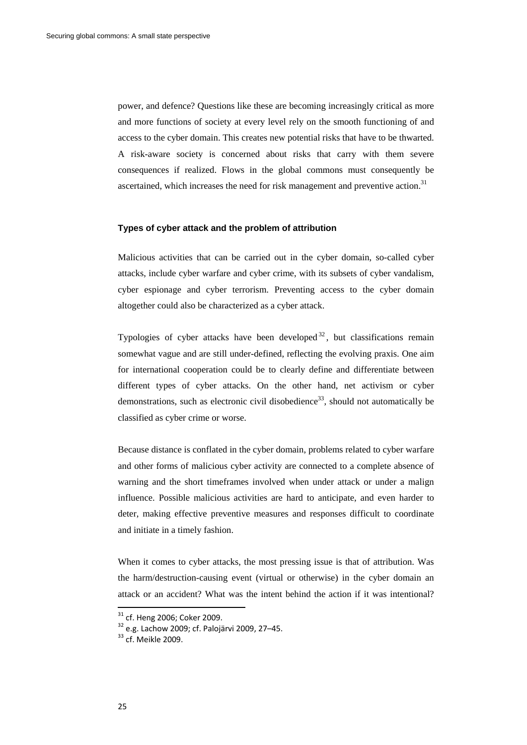power, and defence? Questions like these are becoming increasingly critical as more and more functions of society at every level rely on the smooth functioning of and access to the cyber domain. This creates new potential risks that have to be thwarted. A risk-aware society is concerned about risks that carry with them severe consequences if realized. Flows in the global commons must consequently be ascertained, which increases the need for risk management and preventive action.[31]

### Types of cyber attack and the problem of attribution

Malicious activities that can be carried out in the cyber domain, so-called cyber attacks, include cyber warfare and cyber crime, with its subsets of cyber vandalism, cyber espionage and cyber terrorism. Preventing access to the cyber domain altogether could also be characterized as a cyber attack.

Typologies of cyber attacks have been developed[32], but classifications remain somewhat vague and are still under-defined, reflecting the evolving praxis. One aim for international cooperation could be to clearly define and differentiate between different types of cyber attacks. On the other hand, net activism or cyber demonstrations, such as electronic civil disobedience[33], should not automatically be classified as cyber crime or worse.

Because distance is conflated in the cyber domain, problems related to cyber warfare and other forms of malicious cyber activity are connected to a complete absence of warning and the short timeframes involved when under attack or under a malign influence. Possible malicious activities are hard to anticipate, and even harder to deter, making effective preventive measures and responses difficult to coordinate and initiate in a timely fashion.

When it comes to cyber attacks, the most pressing issue is that of attribution. Was the harm/destruction-causing event (virtual or otherwise) in the cyber domain an attack or an accident? What was the intent behind the action if it was intentional?

[31] cf. Heng 2006; Coker 2009.

[32] e.g. Lachow 2009; cf. Palojärvi 2009, 27–45.

[33] cf. Meikle 2009.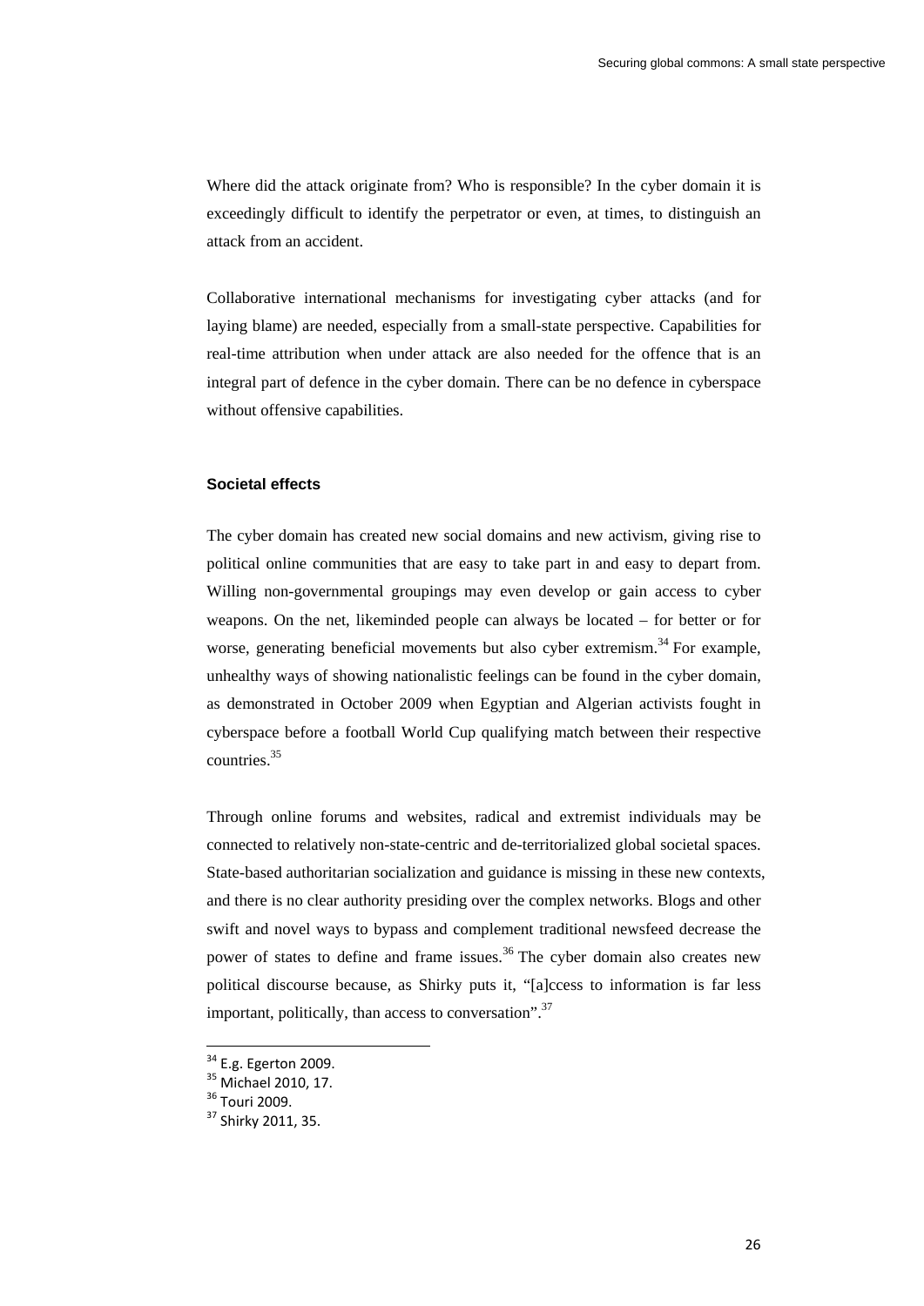Where did the attack originate from? Who is responsible? In the cyber domain it is exceedingly difficult to identify the perpetrator or even, at times, to distinguish an attack from an accident.

Collaborative international mechanisms for investigating cyber attacks (and for laying blame) are needed, especially from a small-state perspective. Capabilities for real-time attribution when under attack are also needed for the offence that is an integral part of defence in the cyber domain. There can be no defence in cyberspace without offensive capabilities.

### Societal effects

The cyber domain has created new social domains and new activism, giving rise to political online communities that are easy to take part in and easy to depart from. Willing non-governmental groupings may even develop or gain access to cyber weapons. On the net, likeminded people can always be located – for better or for worse, generating beneficial movements but also cyber extremism.[34] For example, unhealthy ways of showing nationalistic feelings can be found in the cyber domain, as demonstrated in October 2009 when Egyptian and Algerian activists fought in cyberspace before a football World Cup qualifying match between their respective countries.[35]

Through online forums and websites, radical and extremist individuals may be connected to relatively non-state-centric and de-territorialized global societal spaces. State-based authoritarian socialization and guidance is missing in these new contexts, and there is no clear authority presiding over the complex networks. Blogs and other swift and novel ways to bypass and complement traditional newsfeed decrease the power of states to define and frame issues.[36] The cyber domain also creates new political discourse because, as Shirky puts it, "[a]ccess to information is far less important, politically, than access to conversation".[37]

---

[34] E.g. Egerton 2009.

[35] Michael 2010, 17.

[36] Touri 2009.

[37] Shirky 2011, 35.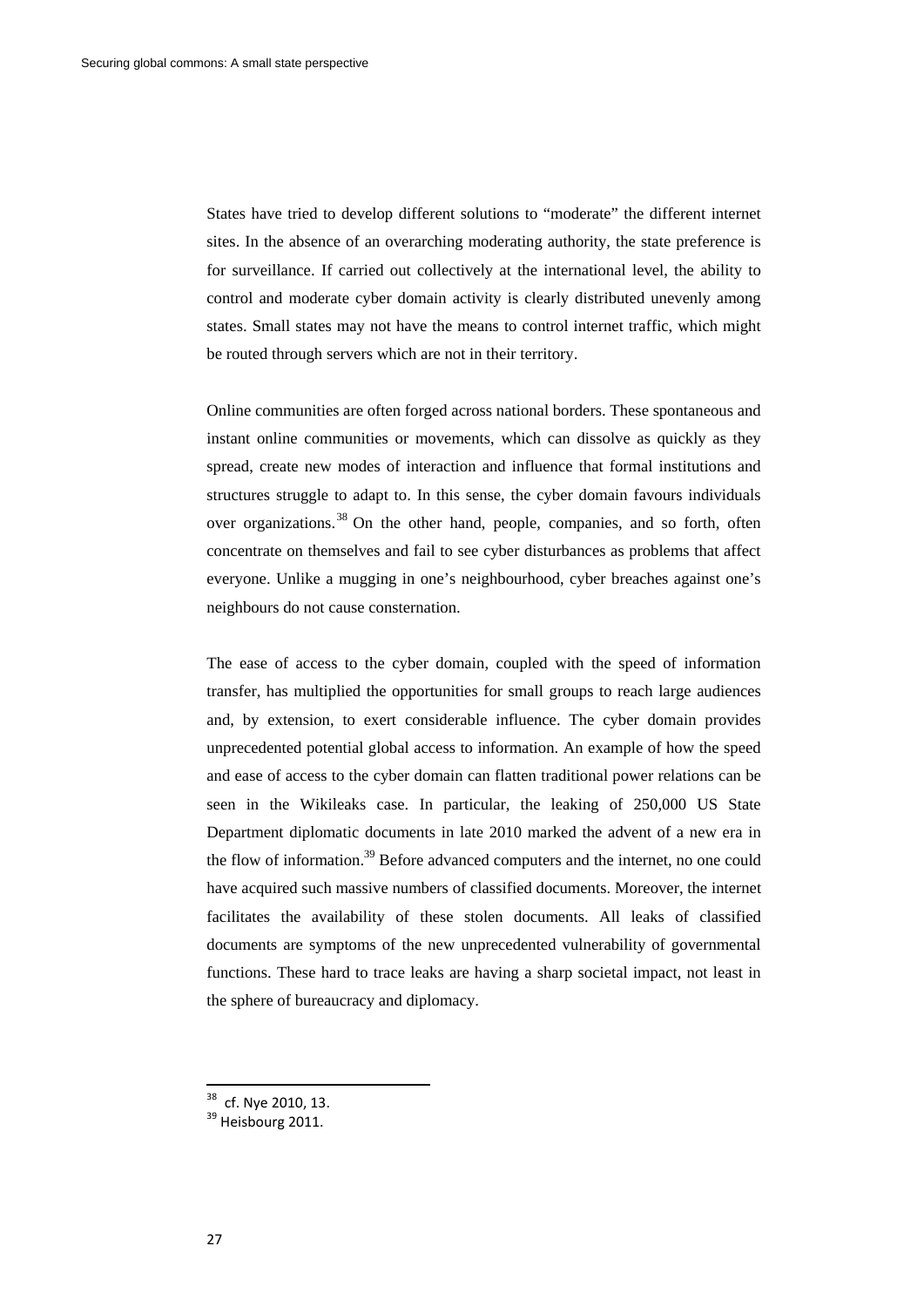States have tried to develop different solutions to "moderate" the different internet sites. In the absence of an overarching moderating authority, the state preference is for surveillance. If carried out collectively at the international level, the ability to control and moderate cyber domain activity is clearly distributed unevenly among states. Small states may not have the means to control internet traffic, which might be routed through servers which are not in their territory.

Online communities are often forged across national borders. These spontaneous and instant online communities or movements, which can dissolve as quickly as they spread, create new modes of interaction and influence that formal institutions and structures struggle to adapt to. In this sense, the cyber domain favours individuals over organizations.[38] On the other hand, people, companies, and so forth, often concentrate on themselves and fail to see cyber disturbances as problems that affect everyone. Unlike a mugging in one's neighbourhood, cyber breaches against one's neighbours do not cause consternation.

The ease of access to the cyber domain, coupled with the speed of information transfer, has multiplied the opportunities for small groups to reach large audiences and, by extension, to exert considerable influence. The cyber domain provides unprecedented potential global access to information. An example of how the speed and ease of access to the cyber domain can flatten traditional power relations can be seen in the Wikileaks case. In particular, the leaking of 250,000 US State Department diplomatic documents in late 2010 marked the advent of a new era in the flow of information.[39] Before advanced computers and the internet, no one could have acquired such massive numbers of classified documents. Moreover, the internet facilitates the availability of these stolen documents. All leaks of classified documents are symptoms of the new unprecedented vulnerability of governmental functions. These hard to trace leaks are having a sharp societal impact, not least in the sphere of bureaucracy and diplomacy.

[38] cf. Nye 2010, 13.
[39] Heisbourg 2011.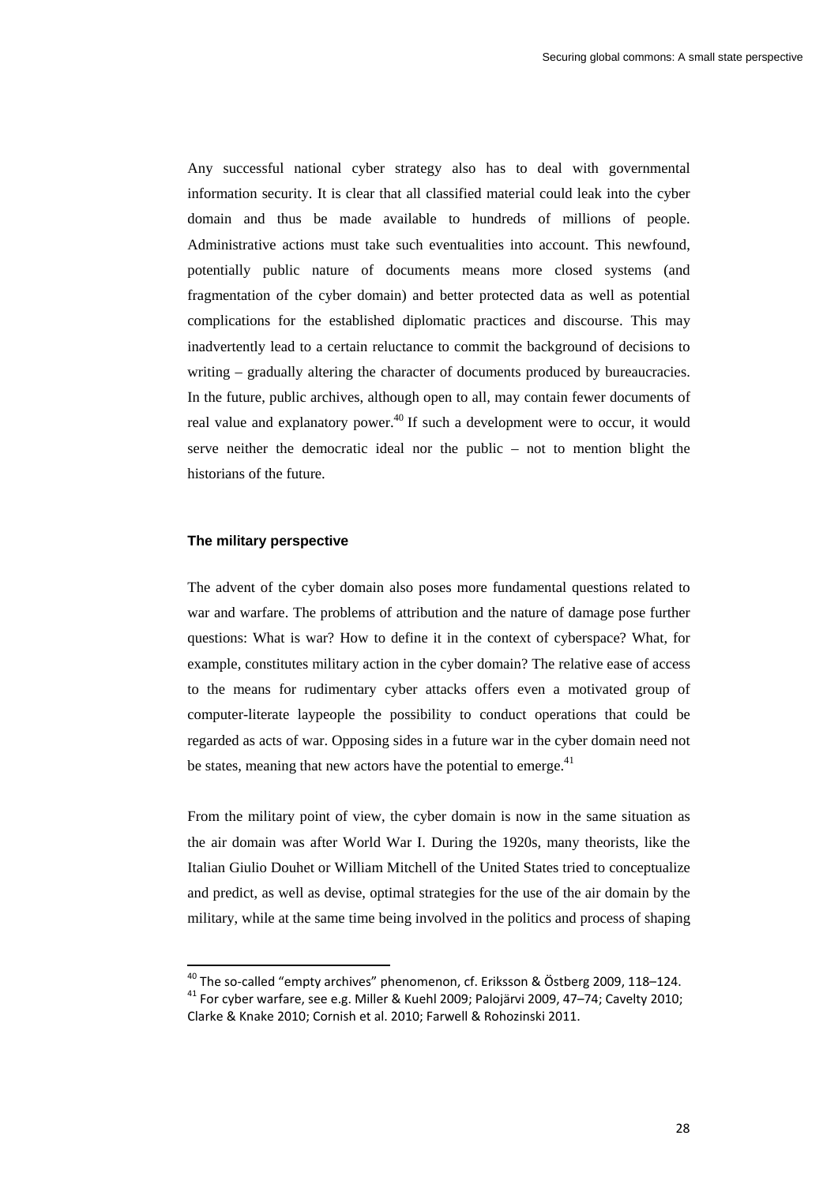Any successful national cyber strategy also has to deal with governmental information security. It is clear that all classified material could leak into the cyber domain and thus be made available to hundreds of millions of people. Administrative actions must take such eventualities into account. This newfound, potentially public nature of documents means more closed systems (and fragmentation of the cyber domain) and better protected data as well as potential complications for the established diplomatic practices and discourse. This may inadvertently lead to a certain reluctance to commit the background of decisions to writing – gradually altering the character of documents produced by bureaucracies. In the future, public archives, although open to all, may contain fewer documents of real value and explanatory power.[40] If such a development were to occur, it would serve neither the democratic ideal nor the public – not to mention blight the historians of the future.

### The military perspective

The advent of the cyber domain also poses more fundamental questions related to war and warfare. The problems of attribution and the nature of damage pose further questions: What is war? How to define it in the context of cyberspace? What, for example, constitutes military action in the cyber domain? The relative ease of access to the means for rudimentary cyber attacks offers even a motivated group of computer-literate laypeople the possibility to conduct operations that could be regarded as acts of war. Opposing sides in a future war in the cyber domain need not be states, meaning that new actors have the potential to emerge.[41]

From the military point of view, the cyber domain is now in the same situation as the air domain was after World War I. During the 1920s, many theorists, like the Italian Giulio Douhet or William Mitchell of the United States tried to conceptualize and predict, as well as devise, optimal strategies for the use of the air domain by the military, while at the same time being involved in the politics and process of shaping

---

[40] The so-called "empty archives" phenomenon, cf. Eriksson & Östberg 2009, 118–124.

[41] For cyber warfare, see e.g. Miller & Kuehl 2009; Palojärvi 2009, 47–74; Cavelty 2010; Clarke & Knake 2010; Cornish et al. 2010; Farwell & Rohozinski 2011.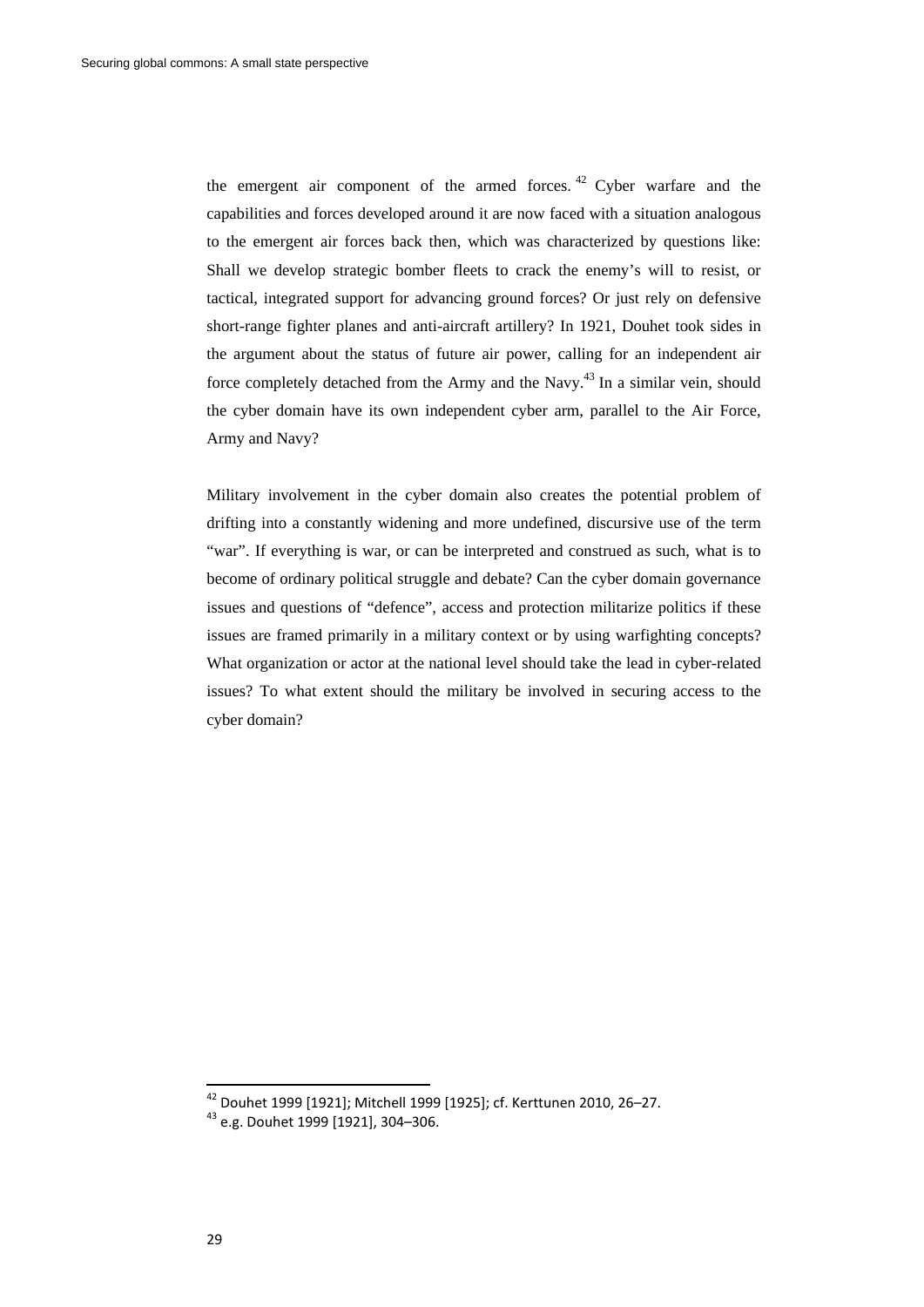the emergent air component of the armed forces.[42] Cyber warfare and the capabilities and forces developed around it are now faced with a situation analogous to the emergent air forces back then, which was characterized by questions like: Shall we develop strategic bomber fleets to crack the enemy's will to resist, or tactical, integrated support for advancing ground forces? Or just rely on defensive short-range fighter planes and anti-aircraft artillery? In 1921, Douhet took sides in the argument about the status of future air power, calling for an independent air force completely detached from the Army and the Navy.[43] In a similar vein, should the cyber domain have its own independent cyber arm, parallel to the Air Force, Army and Navy?

Military involvement in the cyber domain also creates the potential problem of drifting into a constantly widening and more undefined, discursive use of the term "war". If everything is war, or can be interpreted and construed as such, what is to become of ordinary political struggle and debate? Can the cyber domain governance issues and questions of "defence", access and protection militarize politics if these issues are framed primarily in a military context or by using warfighting concepts? What organization or actor at the national level should take the lead in cyber-related issues? To what extent should the military be involved in securing access to the cyber domain?

---

[42] Douhet 1999 [1921]; Mitchell 1999 [1925]; cf. Kerttunen 2010, 26–27.

[43] e.g. Douhet 1999 [1921], 304–306.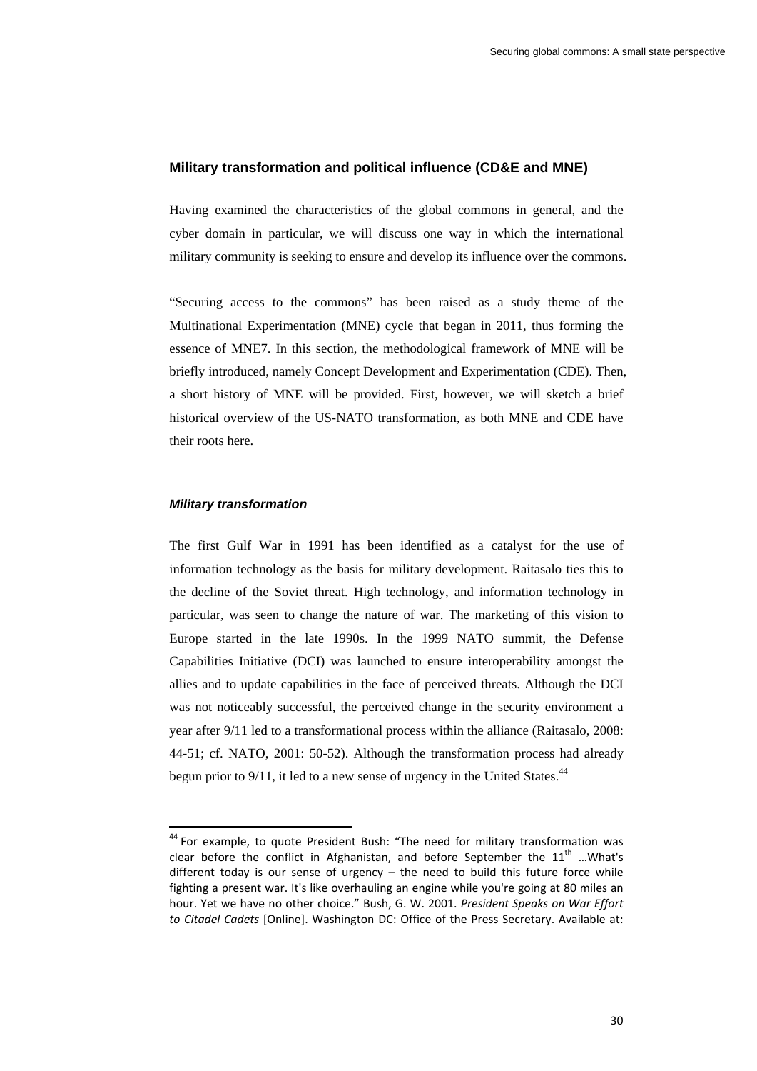## Military transformation and political influence (CD&E and MNE)

Having examined the characteristics of the global commons in general, and the cyber domain in particular, we will discuss one way in which the international military community is seeking to ensure and develop its influence over the commons.

"Securing access to the commons" has been raised as a study theme of the Multinational Experimentation (MNE) cycle that began in 2011, thus forming the essence of MNE7. In this section, the methodological framework of MNE will be briefly introduced, namely Concept Development and Experimentation (CDE). Then, a short history of MNE will be provided. First, however, we will sketch a brief historical overview of the US-NATO transformation, as both MNE and CDE have their roots here.

### *Military transformation*

The first Gulf War in 1991 has been identified as a catalyst for the use of information technology as the basis for military development. Raitasalo ties this to the decline of the Soviet threat. High technology, and information technology in particular, was seen to change the nature of war. The marketing of this vision to Europe started in the late 1990s. In the 1999 NATO summit, the Defense Capabilities Initiative (DCI) was launched to ensure interoperability amongst the allies and to update capabilities in the face of perceived threats. Although the DCI was not noticeably successful, the perceived change in the security environment a year after 9/11 led to a transformational process within the alliance (Raitasalo, 2008: 44-51; cf. NATO, 2001: 50-52). Although the transformation process had already begun prior to 9/11, it led to a new sense of urgency in the United States.[44]

---

[44] For example, to quote President Bush: "The need for military transformation was clear before the conflict in Afghanistan, and before September the 11th …What's different today is our sense of urgency – the need to build this future force while fighting a present war. It's like overhauling an engine while you're going at 80 miles an hour. Yet we have no other choice." Bush, G. W. 2001. *President Speaks on War Effort to Citadel Cadets* [Online]. Washington DC: Office of the Press Secretary. Available at: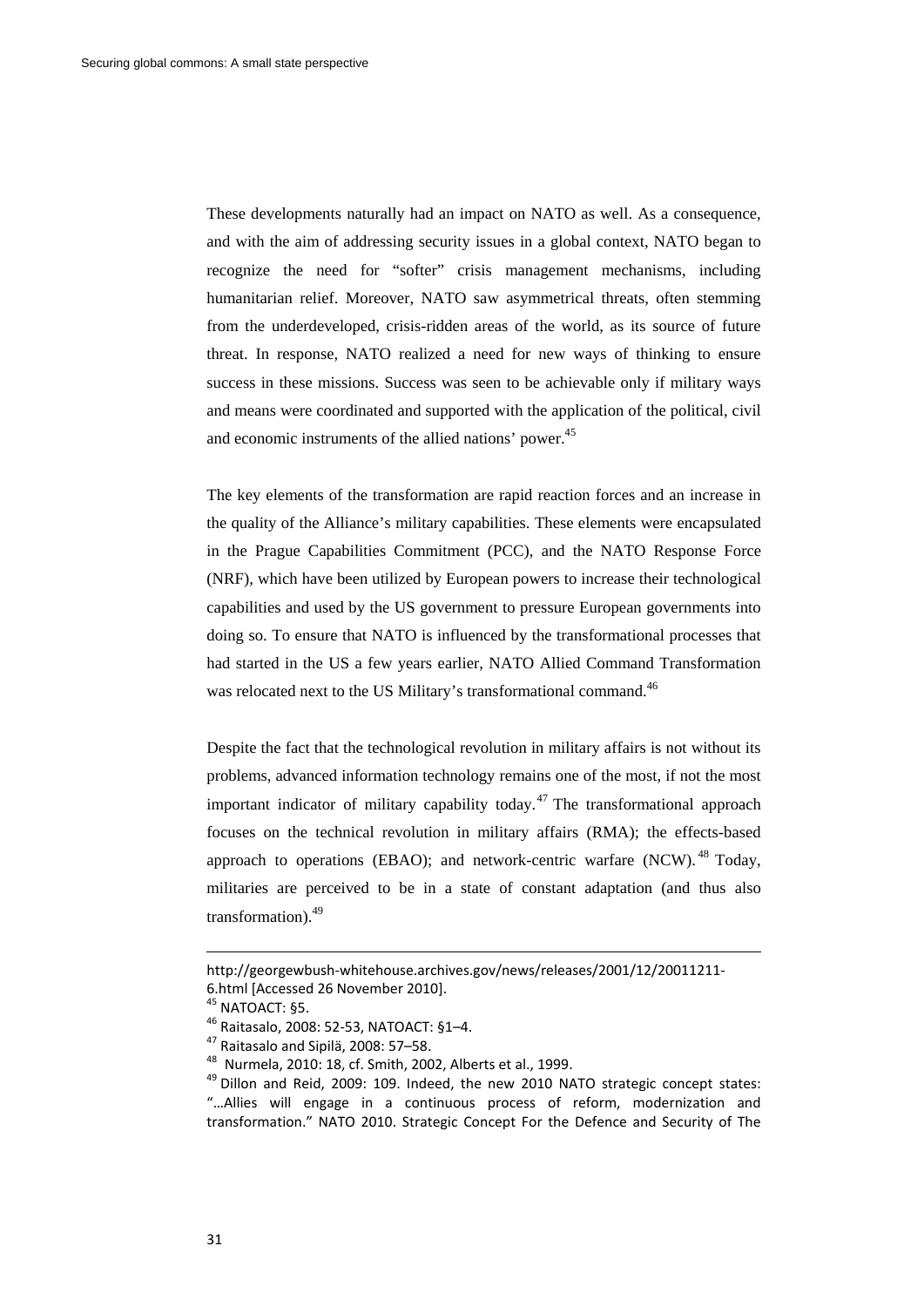These developments naturally had an impact on NATO as well. As a consequence, and with the aim of addressing security issues in a global context, NATO began to recognize the need for "softer" crisis management mechanisms, including humanitarian relief. Moreover, NATO saw asymmetrical threats, often stemming from the underdeveloped, crisis-ridden areas of the world, as its source of future threat. In response, NATO realized a need for new ways of thinking to ensure success in these missions. Success was seen to be achievable only if military ways and means were coordinated and supported with the application of the political, civil and economic instruments of the allied nations' power.[45]

The key elements of the transformation are rapid reaction forces and an increase in the quality of the Alliance's military capabilities. These elements were encapsulated in the Prague Capabilities Commitment (PCC), and the NATO Response Force (NRF), which have been utilized by European powers to increase their technological capabilities and used by the US government to pressure European governments into doing so. To ensure that NATO is influenced by the transformational processes that had started in the US a few years earlier, NATO Allied Command Transformation was relocated next to the US Military's transformational command.[46]

Despite the fact that the technological revolution in military affairs is not without its problems, advanced information technology remains one of the most, if not the most important indicator of military capability today.[47] The transformational approach focuses on the technical revolution in military affairs (RMA); the effects-based approach to operations (EBAO); and network-centric warfare (NCW).[48] Today, militaries are perceived to be in a state of constant adaptation (and thus also transformation).[49]

---

http://georgewbush-whitehouse.archives.gov/news/releases/2001/12/20011211-6.html [Accessed 26 November 2010].

[45] NATOACT: §5.

[46] Raitasalo, 2008: 52-53, NATOACT: §1–4.

[47] Raitasalo and Sipilä, 2008: 57–58.

[48] Nurmela, 2010: 18, cf. Smith, 2002, Alberts et al., 1999.

[49] Dillon and Reid, 2009: 109. Indeed, the new 2010 NATO strategic concept states: "…Allies will engage in a continuous process of reform, modernization and transformation." NATO 2010. Strategic Concept For the Defence and Security of The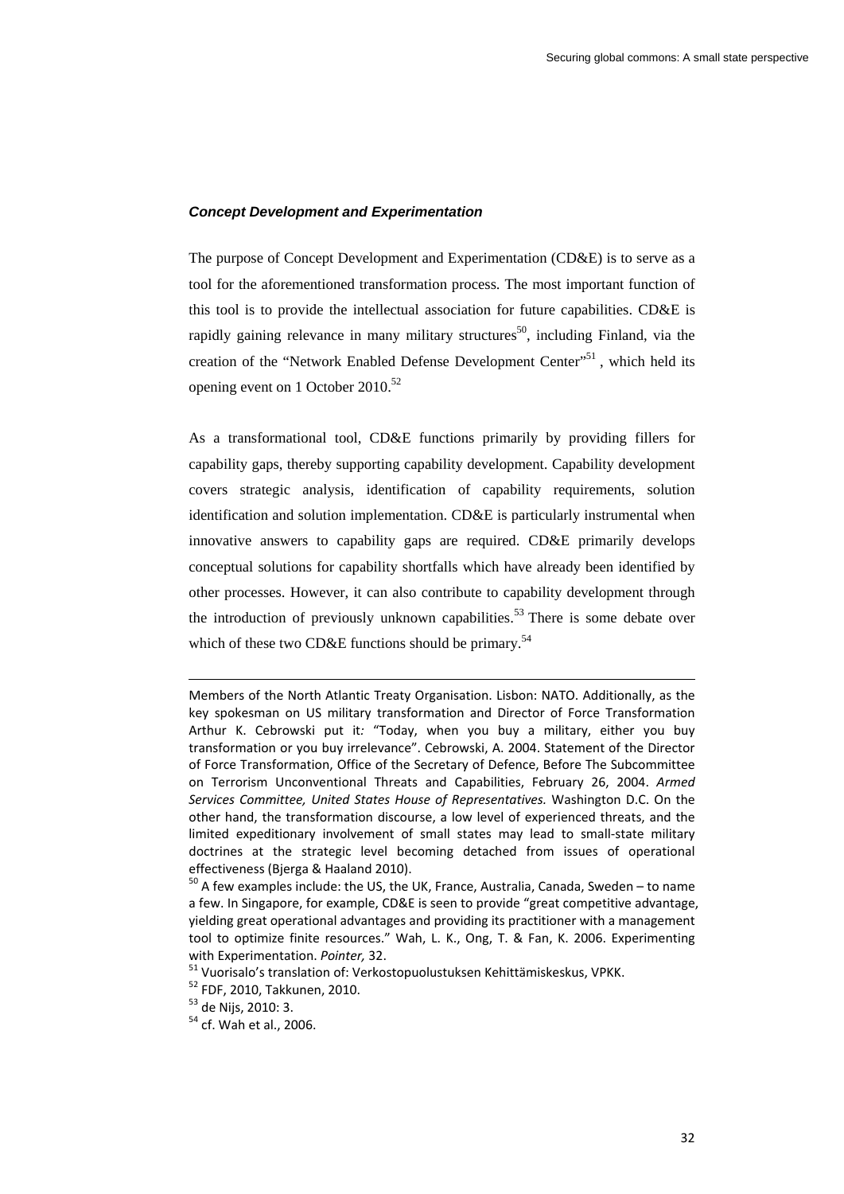### *Concept Development and Experimentation*

The purpose of Concept Development and Experimentation (CD&E) is to serve as a tool for the aforementioned transformation process. The most important function of this tool is to provide the intellectual association for future capabilities. CD&E is rapidly gaining relevance in many military structures[50], including Finland, via the creation of the "Network Enabled Defense Development Center"[51], which held its opening event on 1 October 2010.[52]

As a transformational tool, CD&E functions primarily by providing fillers for capability gaps, thereby supporting capability development. Capability development covers strategic analysis, identification of capability requirements, solution identification and solution implementation. CD&E is particularly instrumental when innovative answers to capability gaps are required. CD&E primarily develops conceptual solutions for capability shortfalls which have already been identified by other processes. However, it can also contribute to capability development through the introduction of previously unknown capabilities.[53] There is some debate over which of these two CD&E functions should be primary.[54]

---

Members of the North Atlantic Treaty Organisation. Lisbon: NATO. Additionally, as the key spokesman on US military transformation and Director of Force Transformation Arthur K. Cebrowski put it*:* "Today, when you buy a military, either you buy transformation or you buy irrelevance". Cebrowski, A. 2004. Statement of the Director of Force Transformation, Office of the Secretary of Defence, Before The Subcommittee on Terrorism Unconventional Threats and Capabilities, February 26, 2004. *Armed Services Committee, United States House of Representatives.* Washington D.C. On the other hand, the transformation discourse, a low level of experienced threats, and the limited expeditionary involvement of small states may lead to small-state military doctrines at the strategic level becoming detached from issues of operational effectiveness (Bjerga & Haaland 2010).

[50] A few examples include: the US, the UK, France, Australia, Canada, Sweden – to name a few. In Singapore, for example, CD&E is seen to provide "great competitive advantage, yielding great operational advantages and providing its practitioner with a management tool to optimize finite resources." Wah, L. K., Ong, T. & Fan, K. 2006. Experimenting with Experimentation. *Pointer,* 32.

[51] Vuorisalo's translation of: Verkostopuolustuksen Kehittämiskeskus, VPKK.

[52] FDF, 2010, Takkunen, 2010.

[53] de Nijs, 2010: 3.

[54] cf. Wah et al., 2006.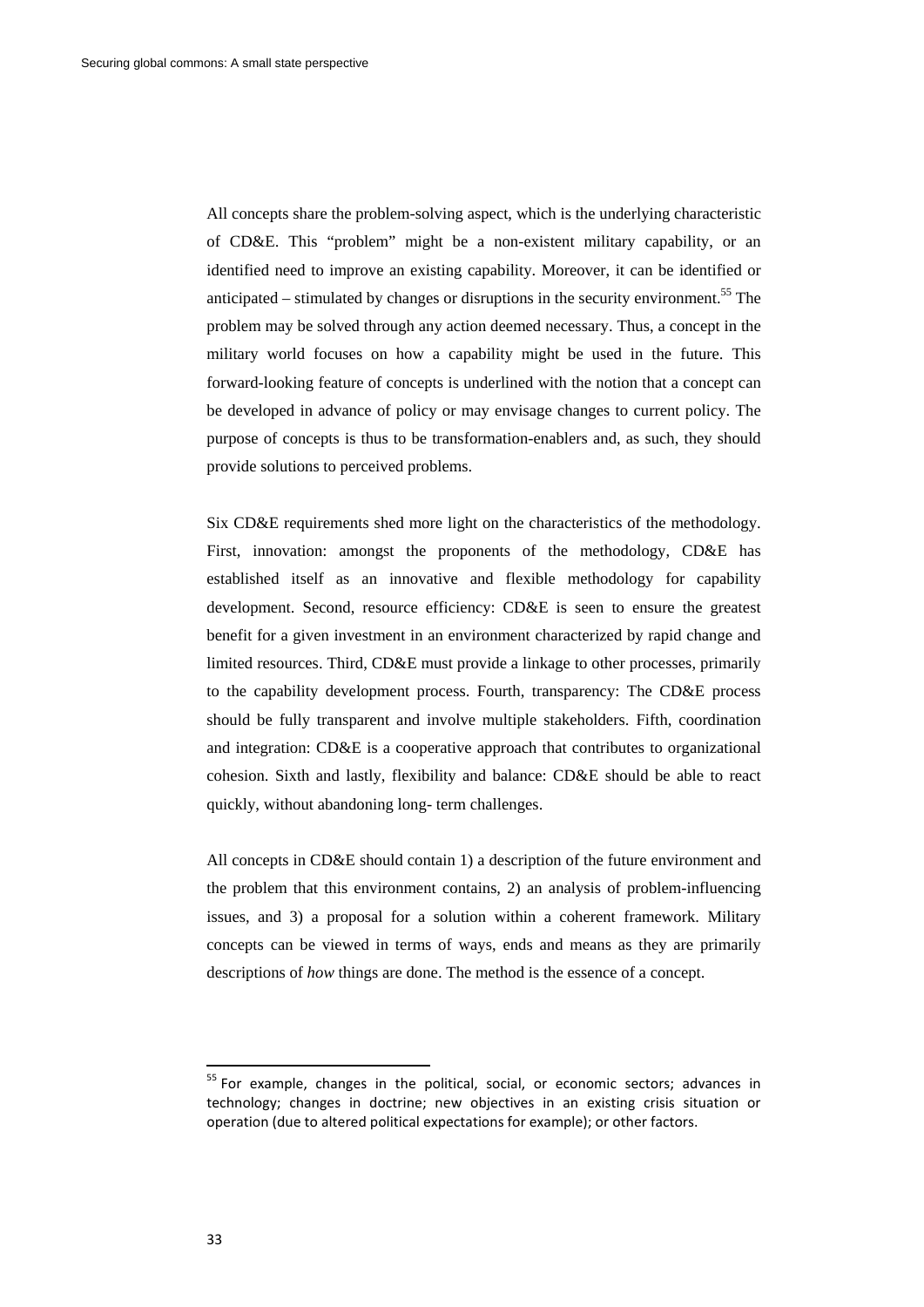All concepts share the problem-solving aspect, which is the underlying characteristic of CD&E. This "problem" might be a non-existent military capability, or an identified need to improve an existing capability. Moreover, it can be identified or anticipated – stimulated by changes or disruptions in the security environment.[55] The problem may be solved through any action deemed necessary. Thus, a concept in the military world focuses on how a capability might be used in the future. This forward-looking feature of concepts is underlined with the notion that a concept can be developed in advance of policy or may envisage changes to current policy. The purpose of concepts is thus to be transformation-enablers and, as such, they should provide solutions to perceived problems.

Six CD&E requirements shed more light on the characteristics of the methodology. First, innovation: amongst the proponents of the methodology, CD&E has established itself as an innovative and flexible methodology for capability development. Second, resource efficiency: CD&E is seen to ensure the greatest benefit for a given investment in an environment characterized by rapid change and limited resources. Third, CD&E must provide a linkage to other processes, primarily to the capability development process. Fourth, transparency: The CD&E process should be fully transparent and involve multiple stakeholders. Fifth, coordination and integration: CD&E is a cooperative approach that contributes to organizational cohesion. Sixth and lastly, flexibility and balance: CD&E should be able to react quickly, without abandoning long- term challenges.

All concepts in CD&E should contain 1) a description of the future environment and the problem that this environment contains, 2) an analysis of problem-influencing issues, and 3) a proposal for a solution within a coherent framework. Military concepts can be viewed in terms of ways, ends and means as they are primarily descriptions of *how* things are done. The method is the essence of a concept.

---

[55] For example, changes in the political, social, or economic sectors; advances in technology; changes in doctrine; new objectives in an existing crisis situation or operation (due to altered political expectations for example); or other factors.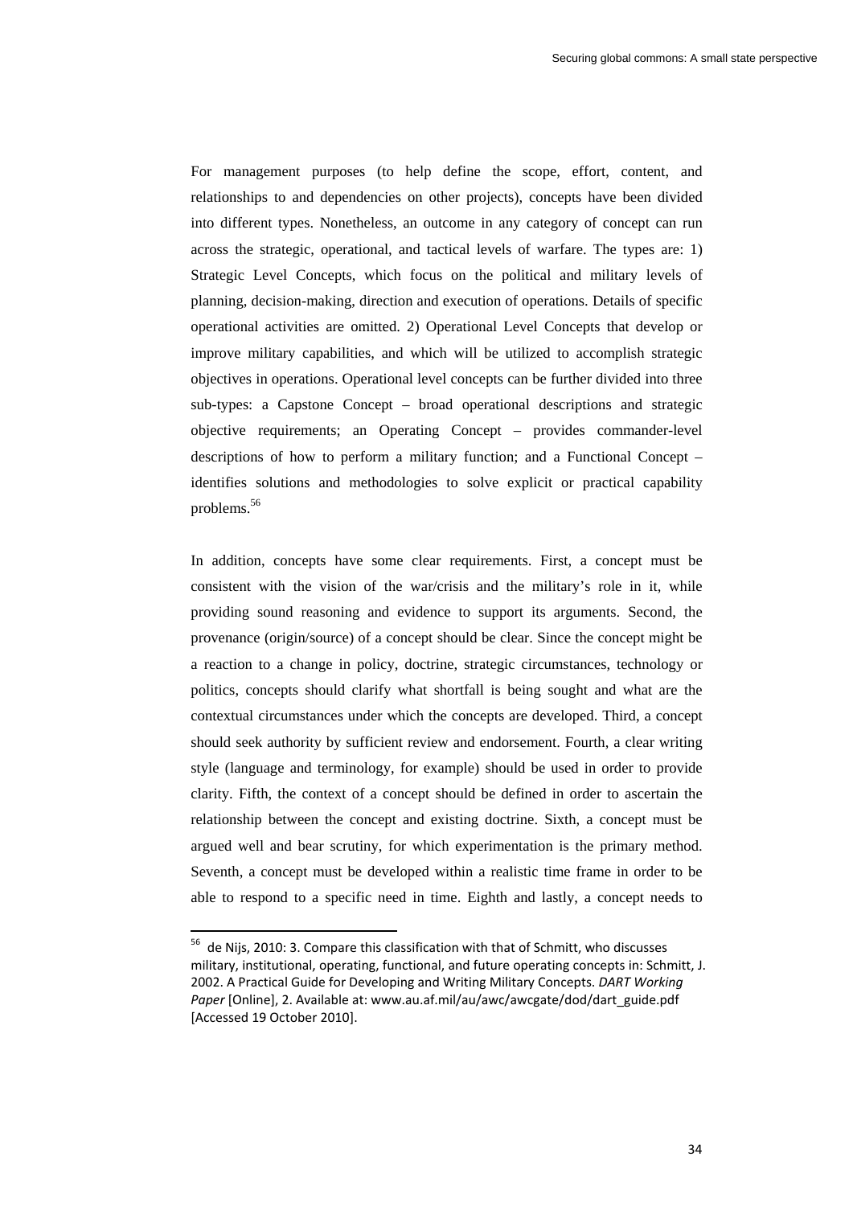For management purposes (to help define the scope, effort, content, and relationships to and dependencies on other projects), concepts have been divided into different types. Nonetheless, an outcome in any category of concept can run across the strategic, operational, and tactical levels of warfare. The types are: 1) Strategic Level Concepts, which focus on the political and military levels of planning, decision-making, direction and execution of operations. Details of specific operational activities are omitted. 2) Operational Level Concepts that develop or improve military capabilities, and which will be utilized to accomplish strategic objectives in operations. Operational level concepts can be further divided into three sub-types: a Capstone Concept – broad operational descriptions and strategic objective requirements; an Operating Concept – provides commander-level descriptions of how to perform a military function; and a Functional Concept – identifies solutions and methodologies to solve explicit or practical capability problems.[56]

In addition, concepts have some clear requirements. First, a concept must be consistent with the vision of the war/crisis and the military's role in it, while providing sound reasoning and evidence to support its arguments. Second, the provenance (origin/source) of a concept should be clear. Since the concept might be a reaction to a change in policy, doctrine, strategic circumstances, technology or politics, concepts should clarify what shortfall is being sought and what are the contextual circumstances under which the concepts are developed. Third, a concept should seek authority by sufficient review and endorsement. Fourth, a clear writing style (language and terminology, for example) should be used in order to provide clarity. Fifth, the context of a concept should be defined in order to ascertain the relationship between the concept and existing doctrine. Sixth, a concept must be argued well and bear scrutiny, for which experimentation is the primary method. Seventh, a concept must be developed within a realistic time frame in order to be able to respond to a specific need in time. Eighth and lastly, a concept needs to

---

[56] de Nijs, 2010: 3. Compare this classification with that of Schmitt, who discusses military, institutional, operating, functional, and future operating concepts in: Schmitt, J. 2002. A Practical Guide for Developing and Writing Military Concepts. *DART Working Paper* [Online], 2. Available at: www.au.af.mil/au/awc/awcgate/dod/dart_guide.pdf [Accessed 19 October 2010].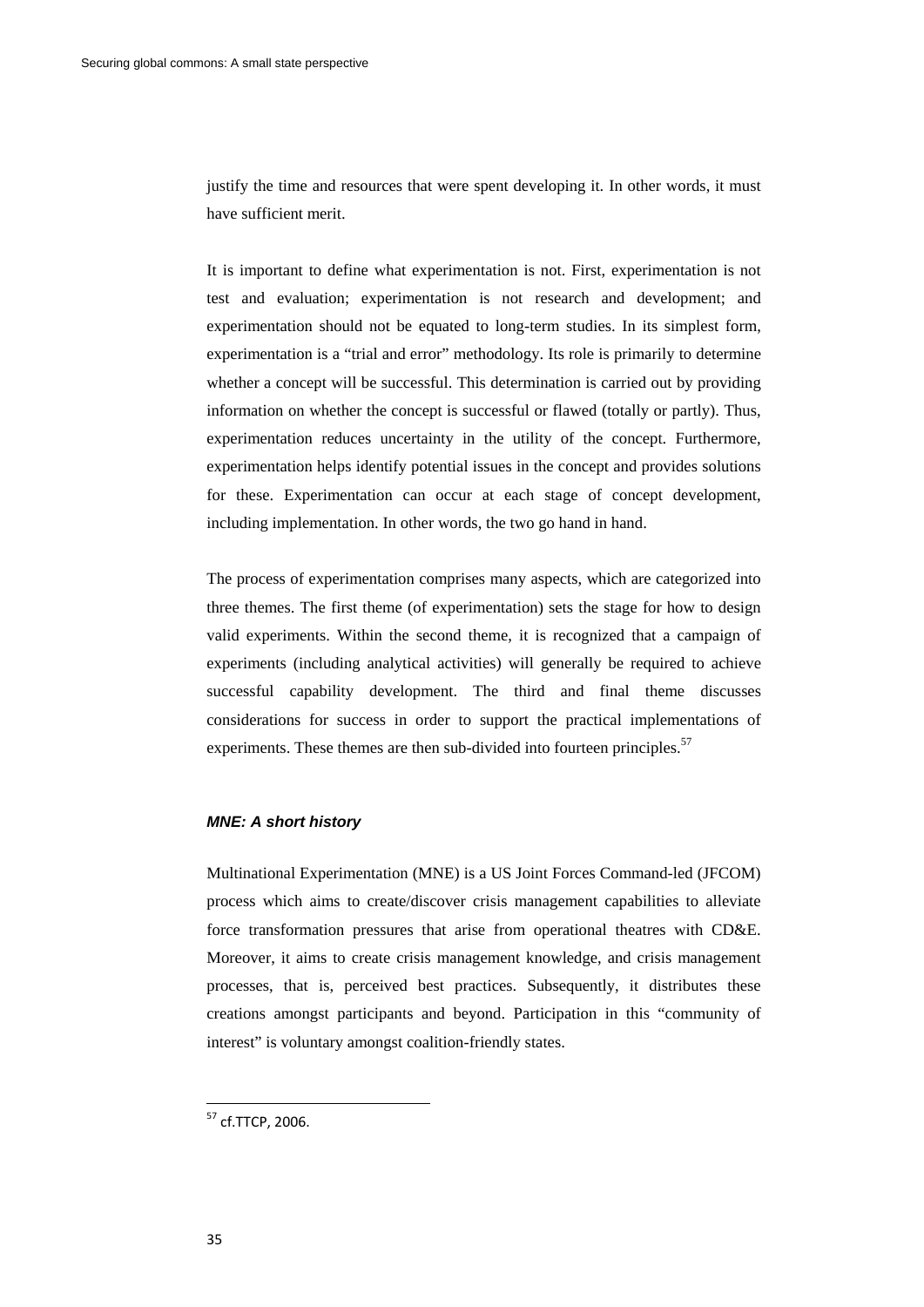justify the time and resources that were spent developing it. In other words, it must have sufficient merit.

It is important to define what experimentation is not. First, experimentation is not test and evaluation; experimentation is not research and development; and experimentation should not be equated to long-term studies. In its simplest form, experimentation is a "trial and error" methodology. Its role is primarily to determine whether a concept will be successful. This determination is carried out by providing information on whether the concept is successful or flawed (totally or partly). Thus, experimentation reduces uncertainty in the utility of the concept. Furthermore, experimentation helps identify potential issues in the concept and provides solutions for these. Experimentation can occur at each stage of concept development, including implementation. In other words, the two go hand in hand.

The process of experimentation comprises many aspects, which are categorized into three themes. The first theme (of experimentation) sets the stage for how to design valid experiments. Within the second theme, it is recognized that a campaign of experiments (including analytical activities) will generally be required to achieve successful capability development. The third and final theme discusses considerations for success in order to support the practical implementations of experiments. These themes are then sub-divided into fourteen principles.[57]

### *MNE: A short history*

Multinational Experimentation (MNE) is a US Joint Forces Command-led (JFCOM) process which aims to create/discover crisis management capabilities to alleviate force transformation pressures that arise from operational theatres with CD&E. Moreover, it aims to create crisis management knowledge, and crisis management processes, that is, perceived best practices. Subsequently, it distributes these creations amongst participants and beyond. Participation in this "community of interest" is voluntary amongst coalition-friendly states.

[57] cf.TTCP, 2006.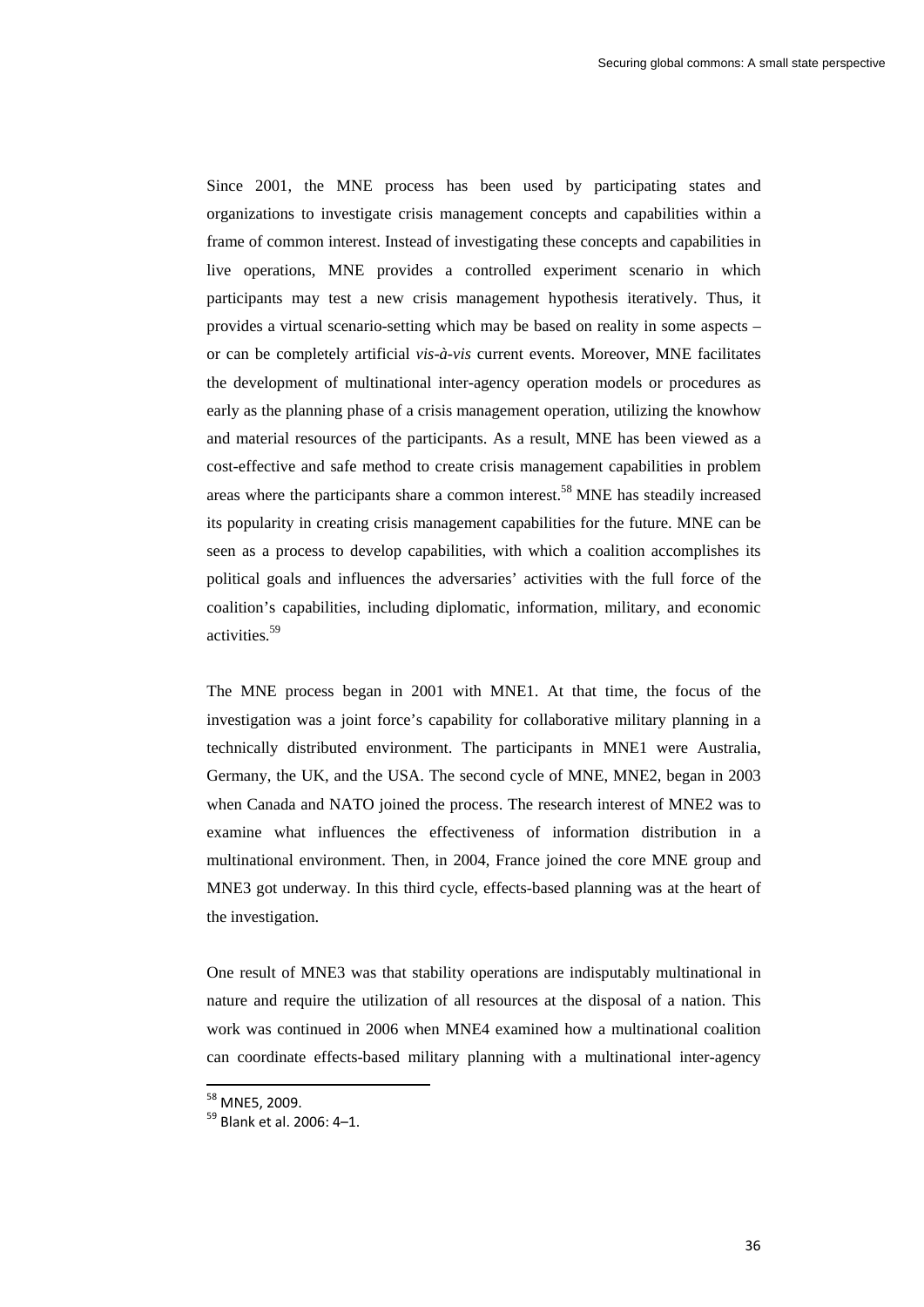Since 2001, the MNE process has been used by participating states and organizations to investigate crisis management concepts and capabilities within a frame of common interest. Instead of investigating these concepts and capabilities in live operations, MNE provides a controlled experiment scenario in which participants may test a new crisis management hypothesis iteratively. Thus, it provides a virtual scenario-setting which may be based on reality in some aspects – or can be completely artificial *vis-à-vis* current events. Moreover, MNE facilitates the development of multinational inter-agency operation models or procedures as early as the planning phase of a crisis management operation, utilizing the knowhow and material resources of the participants. As a result, MNE has been viewed as a cost-effective and safe method to create crisis management capabilities in problem areas where the participants share a common interest.[58] MNE has steadily increased its popularity in creating crisis management capabilities for the future. MNE can be seen as a process to develop capabilities, with which a coalition accomplishes its political goals and influences the adversaries' activities with the full force of the coalition's capabilities, including diplomatic, information, military, and economic activities.[59]

The MNE process began in 2001 with MNE1. At that time, the focus of the investigation was a joint force's capability for collaborative military planning in a technically distributed environment. The participants in MNE1 were Australia, Germany, the UK, and the USA. The second cycle of MNE, MNE2, began in 2003 when Canada and NATO joined the process. The research interest of MNE2 was to examine what influences the effectiveness of information distribution in a multinational environment. Then, in 2004, France joined the core MNE group and MNE3 got underway. In this third cycle, effects-based planning was at the heart of the investigation.

One result of MNE3 was that stability operations are indisputably multinational in nature and require the utilization of all resources at the disposal of a nation. This work was continued in 2006 when MNE4 examined how a multinational coalition can coordinate effects-based military planning with a multinational inter-agency

---

[58] MNE5, 2009.

[59] Blank et al. 2006: 4–1.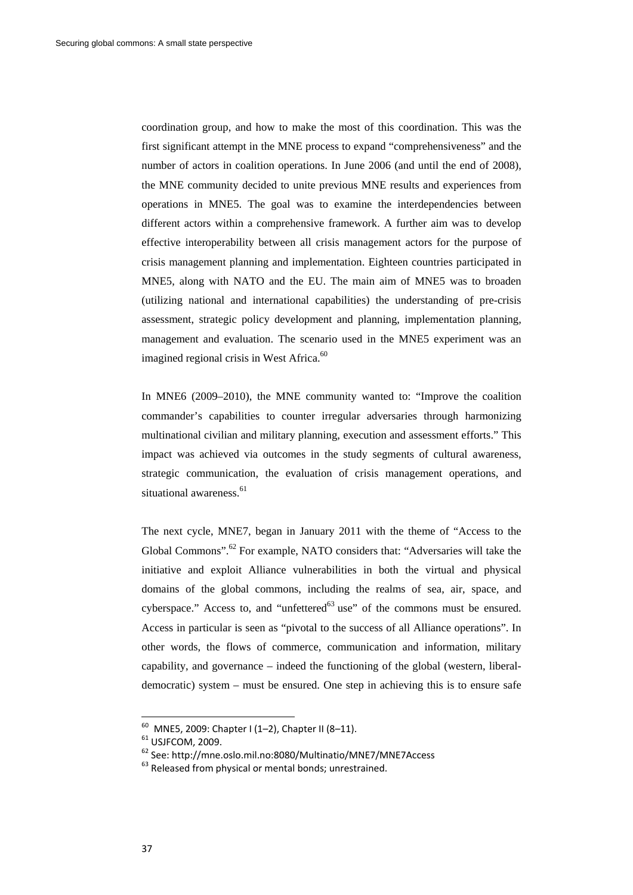coordination group, and how to make the most of this coordination. This was the first significant attempt in the MNE process to expand "comprehensiveness" and the number of actors in coalition operations. In June 2006 (and until the end of 2008), the MNE community decided to unite previous MNE results and experiences from operations in MNE5. The goal was to examine the interdependencies between different actors within a comprehensive framework. A further aim was to develop effective interoperability between all crisis management actors for the purpose of crisis management planning and implementation. Eighteen countries participated in MNE5, along with NATO and the EU. The main aim of MNE5 was to broaden (utilizing national and international capabilities) the understanding of pre-crisis assessment, strategic policy development and planning, implementation planning, management and evaluation. The scenario used in the MNE5 experiment was an imagined regional crisis in West Africa.[60]

In MNE6 (2009–2010), the MNE community wanted to: "Improve the coalition commander's capabilities to counter irregular adversaries through harmonizing multinational civilian and military planning, execution and assessment efforts." This impact was achieved via outcomes in the study segments of cultural awareness, strategic communication, the evaluation of crisis management operations, and situational awareness.[61]

The next cycle, MNE7, began in January 2011 with the theme of "Access to the Global Commons".[62] For example, NATO considers that: "Adversaries will take the initiative and exploit Alliance vulnerabilities in both the virtual and physical domains of the global commons, including the realms of sea, air, space, and cyberspace." Access to, and "unfettered[63] use" of the commons must be ensured. Access in particular is seen as "pivotal to the success of all Alliance operations". In other words, the flows of commerce, communication and information, military capability, and governance – indeed the functioning of the global (western, liberal-democratic) system – must be ensured. One step in achieving this is to ensure safe

---

[60] MNE5, 2009: Chapter I (1–2), Chapter II (8–11).

[61] USJFCOM, 2009.

[62] See: http://mne.oslo.mil.no:8080/Multinatio/MNE7/MNE7Access

[63] Released from physical or mental bonds; unrestrained.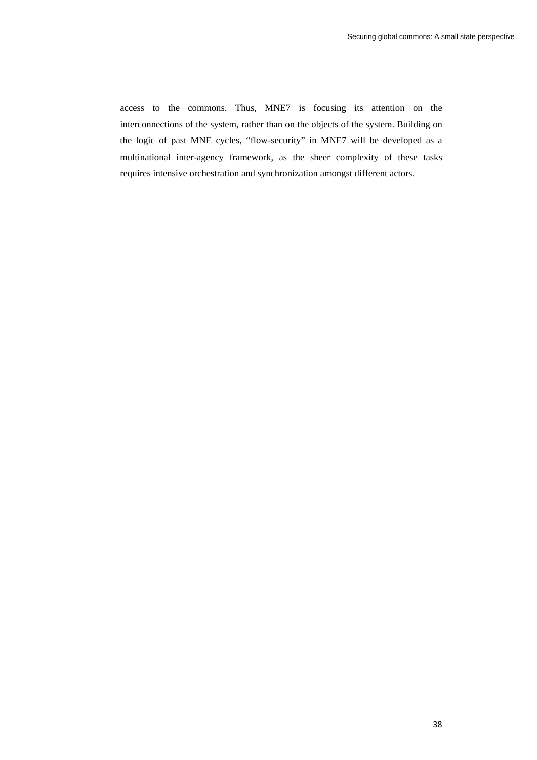access to the commons. Thus, MNE7 is focusing its attention on the interconnections of the system, rather than on the objects of the system. Building on the logic of past MNE cycles, “flow-security” in MNE7 will be developed as a multinational inter-agency framework, as the sheer complexity of these tasks requires intensive orchestration and synchronization amongst different actors.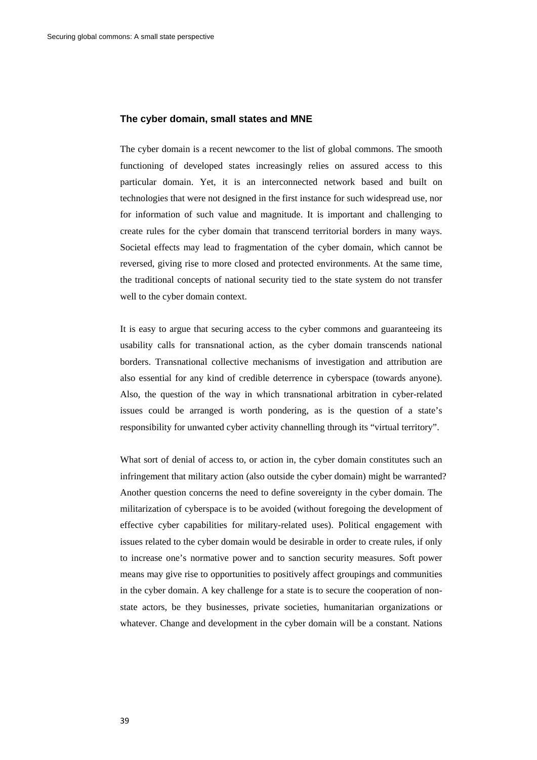### The cyber domain, small states and MNE

The cyber domain is a recent newcomer to the list of global commons. The smooth functioning of developed states increasingly relies on assured access to this particular domain. Yet, it is an interconnected network based and built on technologies that were not designed in the first instance for such widespread use, nor for information of such value and magnitude. It is important and challenging to create rules for the cyber domain that transcend territorial borders in many ways. Societal effects may lead to fragmentation of the cyber domain, which cannot be reversed, giving rise to more closed and protected environments. At the same time, the traditional concepts of national security tied to the state system do not transfer well to the cyber domain context.

It is easy to argue that securing access to the cyber commons and guaranteeing its usability calls for transnational action, as the cyber domain transcends national borders. Transnational collective mechanisms of investigation and attribution are also essential for any kind of credible deterrence in cyberspace (towards anyone). Also, the question of the way in which transnational arbitration in cyber-related issues could be arranged is worth pondering, as is the question of a state's responsibility for unwanted cyber activity channelling through its "virtual territory".

What sort of denial of access to, or action in, the cyber domain constitutes such an infringement that military action (also outside the cyber domain) might be warranted? Another question concerns the need to define sovereignty in the cyber domain. The militarization of cyberspace is to be avoided (without foregoing the development of effective cyber capabilities for military-related uses). Political engagement with issues related to the cyber domain would be desirable in order to create rules, if only to increase one's normative power and to sanction security measures. Soft power means may give rise to opportunities to positively affect groupings and communities in the cyber domain. A key challenge for a state is to secure the cooperation of non-state actors, be they businesses, private societies, humanitarian organizations or whatever. Change and development in the cyber domain will be a constant. Nations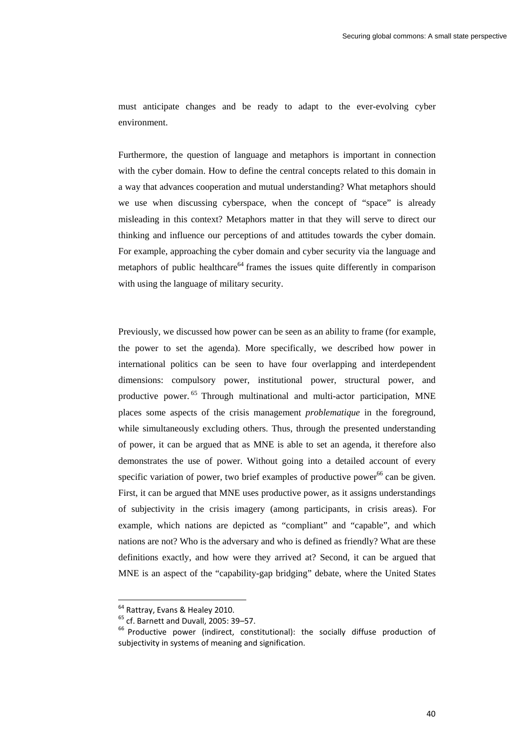must anticipate changes and be ready to adapt to the ever-evolving cyber environment.

Furthermore, the question of language and metaphors is important in connection with the cyber domain. How to define the central concepts related to this domain in a way that advances cooperation and mutual understanding? What metaphors should we use when discussing cyberspace, when the concept of "space" is already misleading in this context? Metaphors matter in that they will serve to direct our thinking and influence our perceptions of and attitudes towards the cyber domain. For example, approaching the cyber domain and cyber security via the language and metaphors of public healthcare[64] frames the issues quite differently in comparison with using the language of military security.

Previously, we discussed how power can be seen as an ability to frame (for example, the power to set the agenda). More specifically, we described how power in international politics can be seen to have four overlapping and interdependent dimensions: compulsory power, institutional power, structural power, and productive power.[65] Through multinational and multi-actor participation, MNE places some aspects of the crisis management *problematique* in the foreground, while simultaneously excluding others. Thus, through the presented understanding of power, it can be argued that as MNE is able to set an agenda, it therefore also demonstrates the use of power. Without going into a detailed account of every specific variation of power, two brief examples of productive power[66] can be given. First, it can be argued that MNE uses productive power, as it assigns understandings of subjectivity in the crisis imagery (among participants, in crisis areas). For example, which nations are depicted as "compliant" and "capable", and which nations are not? Who is the adversary and who is defined as friendly? What are these definitions exactly, and how were they arrived at? Second, it can be argued that MNE is an aspect of the "capability-gap bridging" debate, where the United States

---

[64] Rattray, Evans & Healey 2010.

[65] cf. Barnett and Duvall, 2005: 39–57.

[66] Productive power (indirect, constitutional): the socially diffuse production of subjectivity in systems of meaning and signification.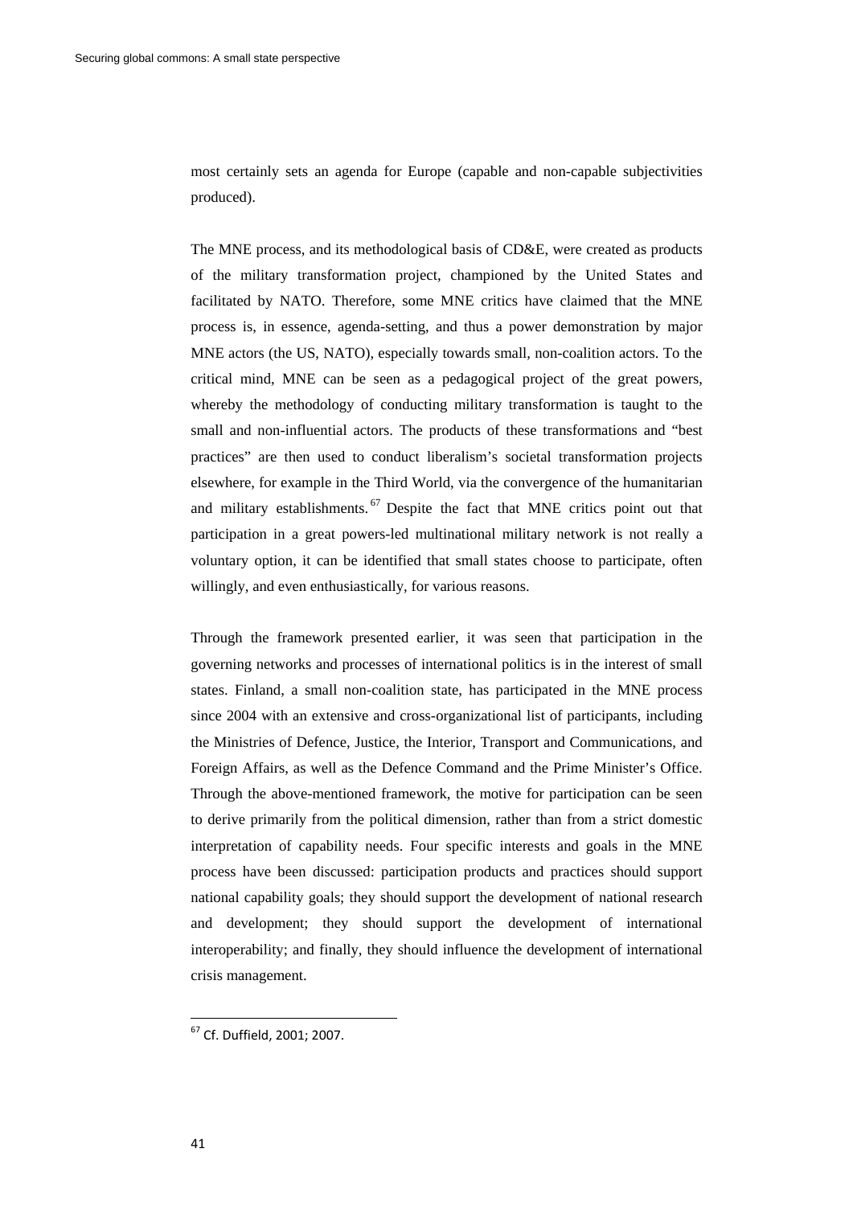most certainly sets an agenda for Europe (capable and non-capable subjectivities produced).

The MNE process, and its methodological basis of CD&E, were created as products of the military transformation project, championed by the United States and facilitated by NATO. Therefore, some MNE critics have claimed that the MNE process is, in essence, agenda-setting, and thus a power demonstration by major MNE actors (the US, NATO), especially towards small, non-coalition actors. To the critical mind, MNE can be seen as a pedagogical project of the great powers, whereby the methodology of conducting military transformation is taught to the small and non-influential actors. The products of these transformations and "best practices" are then used to conduct liberalism's societal transformation projects elsewhere, for example in the Third World, via the convergence of the humanitarian and military establishments.[67] Despite the fact that MNE critics point out that participation in a great powers-led multinational military network is not really a voluntary option, it can be identified that small states choose to participate, often willingly, and even enthusiastically, for various reasons.

Through the framework presented earlier, it was seen that participation in the governing networks and processes of international politics is in the interest of small states. Finland, a small non-coalition state, has participated in the MNE process since 2004 with an extensive and cross-organizational list of participants, including the Ministries of Defence, Justice, the Interior, Transport and Communications, and Foreign Affairs, as well as the Defence Command and the Prime Minister's Office. Through the above-mentioned framework, the motive for participation can be seen to derive primarily from the political dimension, rather than from a strict domestic interpretation of capability needs. Four specific interests and goals in the MNE process have been discussed: participation products and practices should support national capability goals; they should support the development of national research and development; they should support the development of international interoperability; and finally, they should influence the development of international crisis management.

[67] Cf. Duffield, 2001; 2007.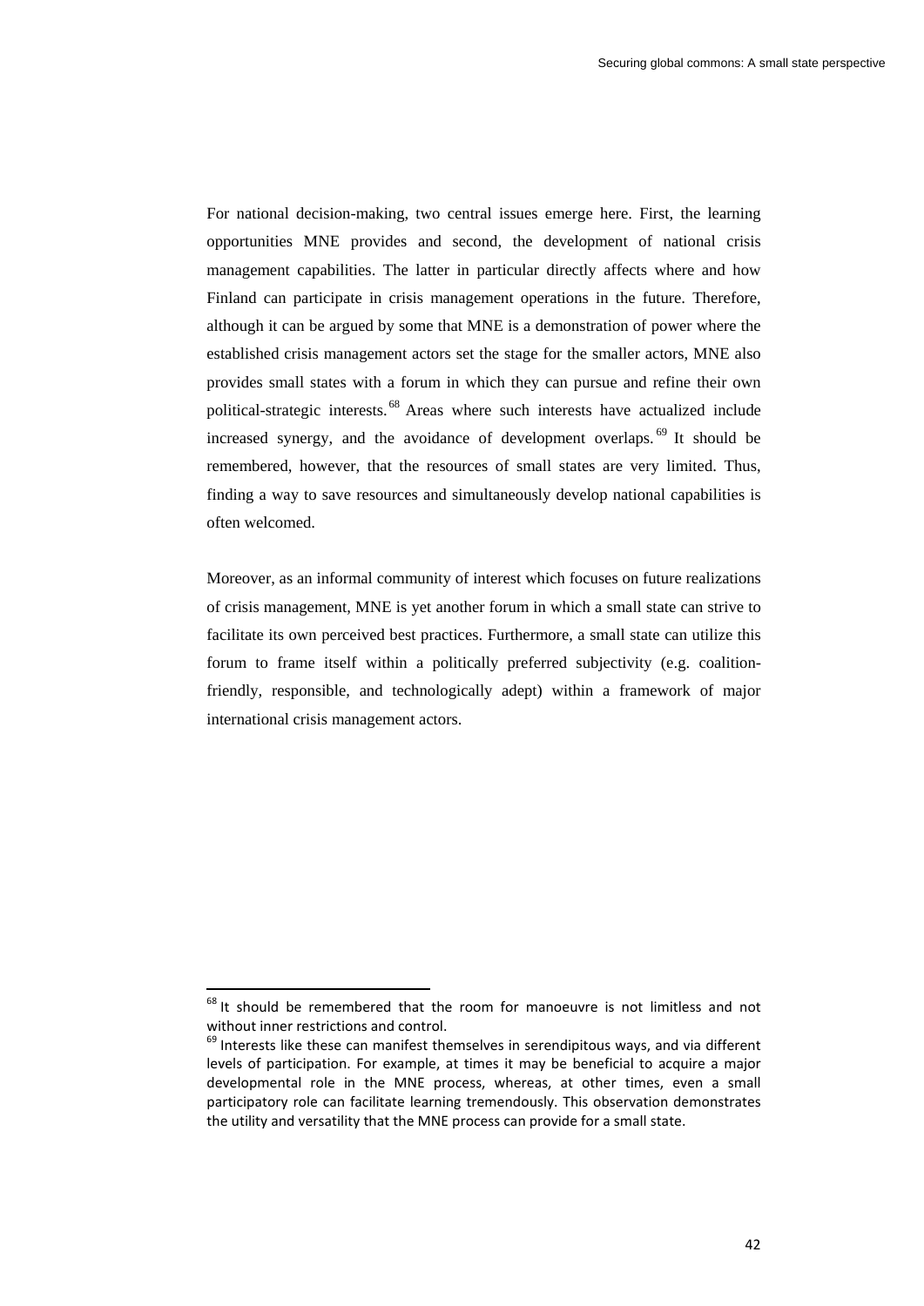For national decision-making, two central issues emerge here. First, the learning opportunities MNE provides and second, the development of national crisis management capabilities. The latter in particular directly affects where and how Finland can participate in crisis management operations in the future. Therefore, although it can be argued by some that MNE is a demonstration of power where the established crisis management actors set the stage for the smaller actors, MNE also provides small states with a forum in which they can pursue and refine their own political-strategic interests.[68] Areas where such interests have actualized include increased synergy, and the avoidance of development overlaps.[69] It should be remembered, however, that the resources of small states are very limited. Thus, finding a way to save resources and simultaneously develop national capabilities is often welcomed.

Moreover, as an informal community of interest which focuses on future realizations of crisis management, MNE is yet another forum in which a small state can strive to facilitate its own perceived best practices. Furthermore, a small state can utilize this forum to frame itself within a politically preferred subjectivity (e.g. coalition-friendly, responsible, and technologically adept) within a framework of major international crisis management actors.

---

[68] It should be remembered that the room for manoeuvre is not limitless and not without inner restrictions and control.

[69] Interests like these can manifest themselves in serendipitous ways, and via different levels of participation. For example, at times it may be beneficial to acquire a major developmental role in the MNE process, whereas, at other times, even a small participatory role can facilitate learning tremendously. This observation demonstrates the utility and versatility that the MNE process can provide for a small state.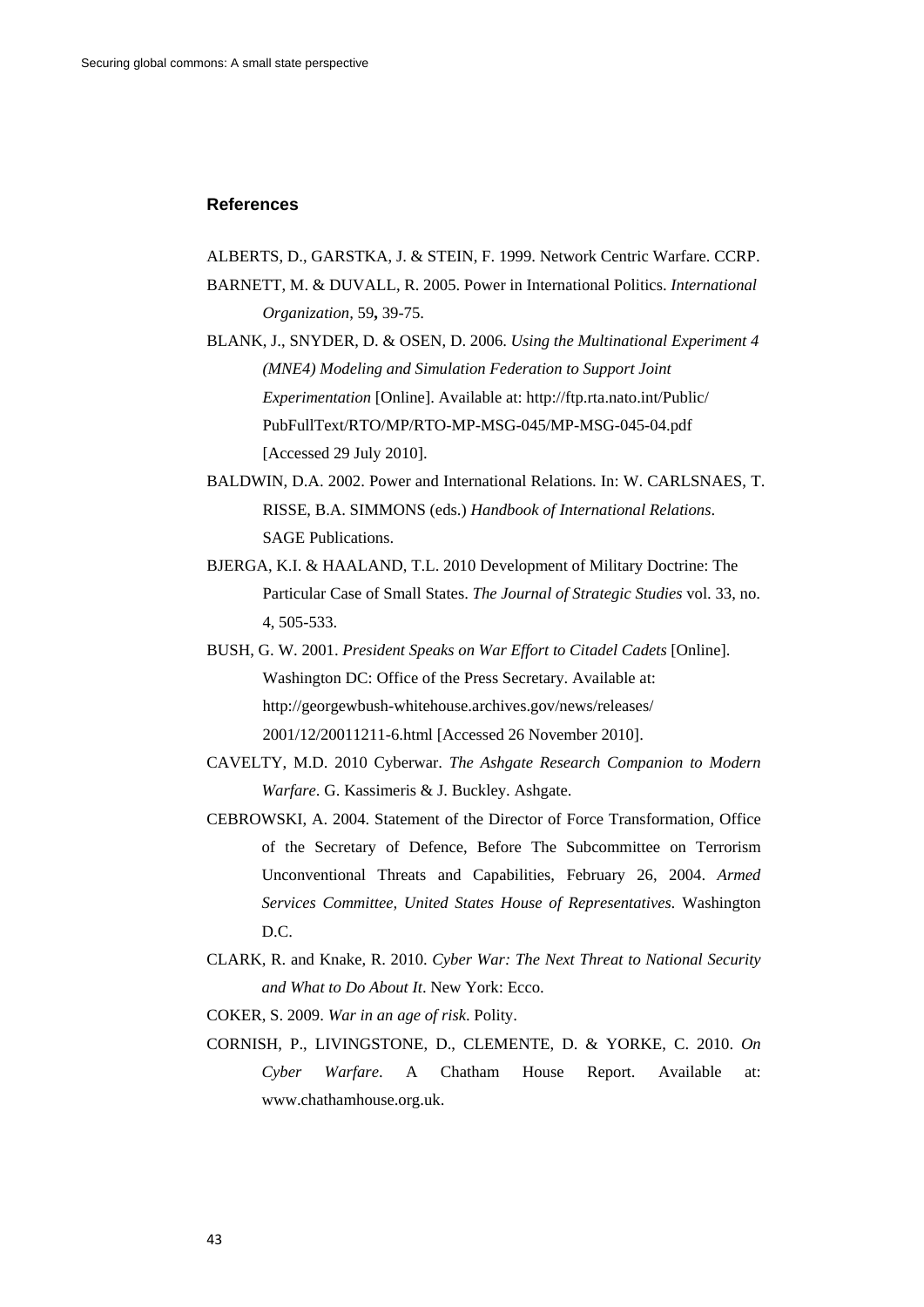## References

ALBERTS, D., GARSTKA, J. & STEIN, F. 1999. Network Centric Warfare. CCRP.

BARNETT, M. & DUVALL, R. 2005. Power in International Politics. *International Organization*, 59**,** 39-75.

BLANK, J., SNYDER, D. & OSEN, D. 2006. *Using the Multinational Experiment 4 (MNE4) Modeling and Simulation Federation to Support Joint Experimentation* [Online]. Available at: http://ftp.rta.nato.int/Public/PubFullText/RTO/MP/RTO-MP-MSG-045/MP-MSG-045-04.pdf [Accessed 29 July 2010].

BALDWIN, D.A. 2002. Power and International Relations. In: W. CARLSNAES, T. RISSE, B.A. SIMMONS (eds.) *Handbook of International Relations*. SAGE Publications.

BJERGA, K.I. & HAALAND, T.L. 2010 Development of Military Doctrine: The Particular Case of Small States. *The Journal of Strategic Studies* vol. 33, no. 4, 505-533.

BUSH, G. W. 2001. *President Speaks on War Effort to Citadel Cadets* [Online]. Washington DC: Office of the Press Secretary. Available at: http://georgewbush-whitehouse.archives.gov/news/releases/2001/12/20011211-6.html [Accessed 26 November 2010].

CAVELTY, M.D. 2010 Cyberwar. *The Ashgate Research Companion to Modern Warfare*. G. Kassimeris & J. Buckley. Ashgate.

CEBROWSKI, A. 2004. Statement of the Director of Force Transformation, Office of the Secretary of Defence, Before The Subcommittee on Terrorism Unconventional Threats and Capabilities, February 26, 2004. *Armed Services Committee, United States House of Representatives*. Washington D.C.

CLARK, R. and Knake, R. 2010. *Cyber War: The Next Threat to National Security and What to Do About It*. New York: Ecco.

COKER, S. 2009. *War in an age of risk*. Polity.

CORNISH, P., LIVINGSTONE, D., CLEMENTE, D. & YORKE, C. 2010. *On Cyber Warfare*. A Chatham House Report. Available at: www.chathamhouse.org.uk.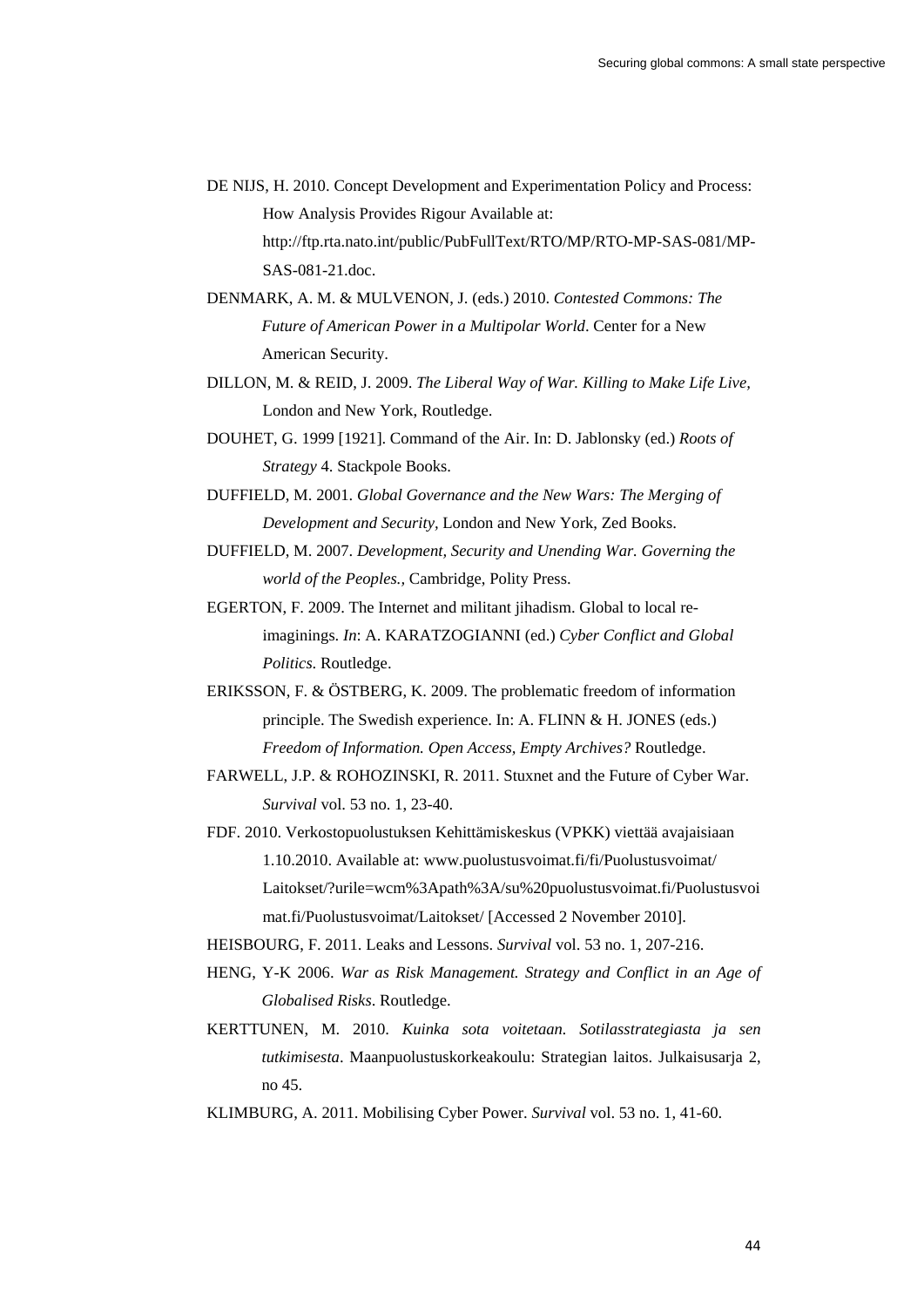DE NIJS, H. 2010. Concept Development and Experimentation Policy and Process: How Analysis Provides Rigour Available at: http://ftp.rta.nato.int/public/PubFullText/RTO/MP/RTO-MP-SAS-081/MP-SAS-081-21.doc.

DENMARK, A. M. & MULVENON, J. (eds.) 2010. *Contested Commons: The Future of American Power in a Multipolar World*. Center for a New American Security.

DILLON, M. & REID, J. 2009. *The Liberal Way of War. Killing to Make Life Live*, London and New York, Routledge.

DOUHET, G. 1999 [1921]. Command of the Air. In: D. Jablonsky (ed.) *Roots of Strategy* 4. Stackpole Books.

DUFFIELD, M. 2001. *Global Governance and the New Wars: The Merging of Development and Security*, London and New York, Zed Books.

DUFFIELD, M. 2007. *Development, Security and Unending War. Governing the world of the Peoples.*, Cambridge, Polity Press.

EGERTON, F. 2009. The Internet and militant jihadism. Global to local re-imaginings. *In*: A. KARATZOGIANNI (ed.) *Cyber Conflict and Global Politics*. Routledge.

ERIKSSON, F. & ÖSTBERG, K. 2009. The problematic freedom of information principle. The Swedish experience. In: A. FLINN & H. JONES (eds.) *Freedom of Information. Open Access, Empty Archives?* Routledge.

FARWELL, J.P. & ROHOZINSKI, R. 2011. Stuxnet and the Future of Cyber War. *Survival* vol. 53 no. 1, 23-40.

FDF. 2010. Verkostopuolustuksen Kehittämiskeskus (VPKK) viettää avajaisiaan 1.10.2010. Available at: www.puolustusvoimat.fi/fi/Puolustusvoimat/Laitokset/?urile=wcm%3Apath%3A/su%20puolustusvoimat.fi/Puolustusvoimat.fi/Puolustusvoimat/Laitokset/ [Accessed 2 November 2010].

HEISBOURG, F. 2011. Leaks and Lessons. *Survival* vol. 53 no. 1, 207-216.

HENG, Y-K 2006. *War as Risk Management. Strategy and Conflict in an Age of Globalised Risks*. Routledge.

KERTTUNEN, M. 2010. *Kuinka sota voitetaan. Sotilasstrategiasta ja sen tutkimisesta*. Maanpuolustuskorkeakoulu: Strategian laitos. Julkaisusarja 2, no 45.

KLIMBURG, A. 2011. Mobilising Cyber Power. *Survival* vol. 53 no. 1, 41-60.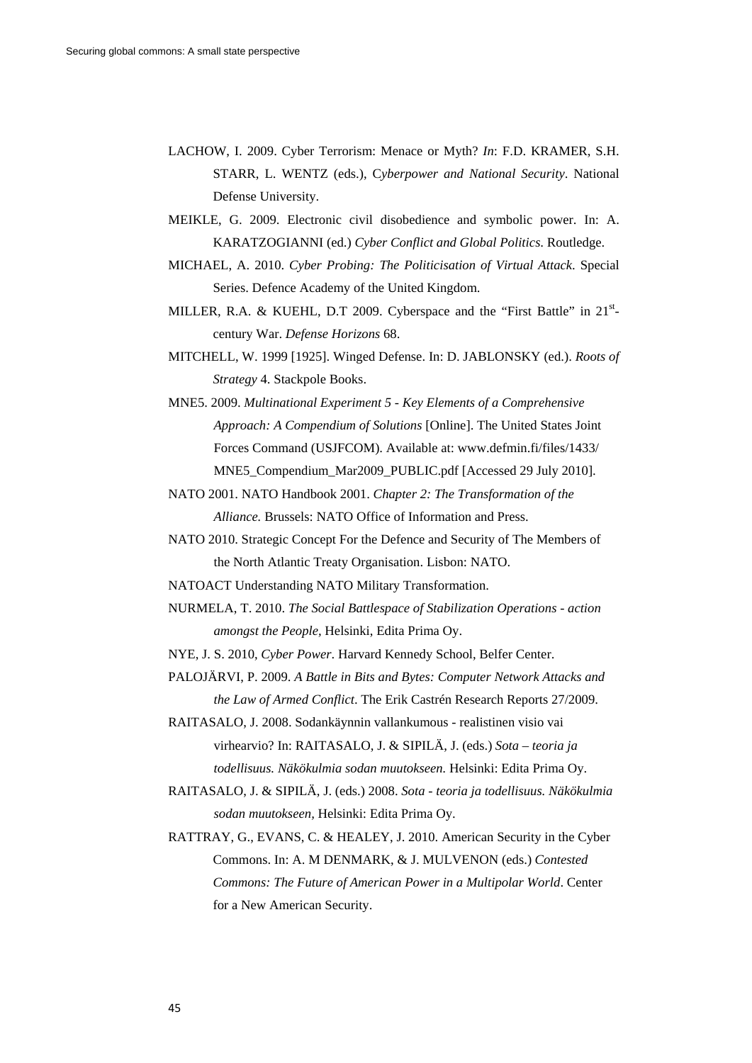LACHOW, I. 2009. Cyber Terrorism: Menace or Myth? *In*: F.D. KRAMER, S.H. STARR, L. WENTZ (eds.), C*yberpower and National Security*. National Defense University.

MEIKLE, G. 2009. Electronic civil disobedience and symbolic power. In: A. KARATZOGIANNI (ed.) *Cyber Conflict and Global Politics*. Routledge.

MICHAEL, A. 2010. *Cyber Probing: The Politicisation of Virtual Attack*. Special Series. Defence Academy of the United Kingdom.

MILLER, R.A. & KUEHL, D.T 2009. Cyberspace and the "First Battle" in 21st-century War. *Defense Horizons* 68.

MITCHELL, W. 1999 [1925]. Winged Defense. In: D. JABLONSKY (ed.). *Roots of Strategy* 4. Stackpole Books.

MNE5. 2009. *Multinational Experiment 5 - Key Elements of a Comprehensive Approach: A Compendium of Solutions* [Online]. The United States Joint Forces Command (USJFCOM). Available at: www.defmin.fi/files/1433/ MNE5_Compendium_Mar2009_PUBLIC.pdf [Accessed 29 July 2010].

NATO 2001. NATO Handbook 2001. *Chapter 2: The Transformation of the Alliance.* Brussels: NATO Office of Information and Press.

NATO 2010. Strategic Concept For the Defence and Security of The Members of the North Atlantic Treaty Organisation. Lisbon: NATO.

NATOACT Understanding NATO Military Transformation.

NURMELA, T. 2010. *The Social Battlespace of Stabilization Operations - action amongst the People,* Helsinki, Edita Prima Oy.

NYE, J. S. 2010, *Cyber Power*. Harvard Kennedy School, Belfer Center.

PALOJÄRVI, P. 2009. *A Battle in Bits and Bytes: Computer Network Attacks and the Law of Armed Conflict*. The Erik Castrén Research Reports 27/2009.

RAITASALO, J. 2008. Sodankäynnin vallankumous - realistinen visio vai virhearvio? In: RAITASALO, J. & SIPILÄ, J. (eds.) *Sota – teoria ja todellisuus. Näkökulmia sodan muutokseen.* Helsinki: Edita Prima Oy.

RAITASALO, J. & SIPILÄ, J. (eds.) 2008. *Sota - teoria ja todellisuus. Näkökulmia sodan muutokseen,* Helsinki: Edita Prima Oy.

RATTRAY, G., EVANS, C. & HEALEY, J. 2010. American Security in the Cyber Commons. In: A. M DENMARK, & J. MULVENON (eds.) *Contested Commons: The Future of American Power in a Multipolar World*. Center for a New American Security.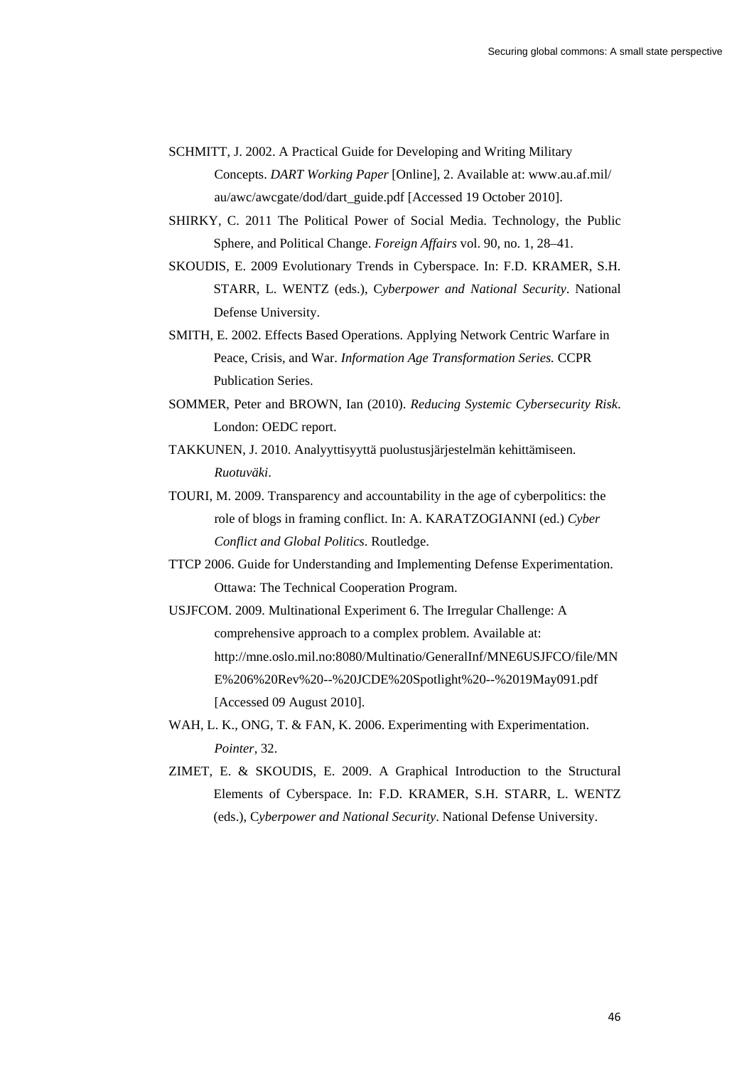SCHMITT, J. 2002. A Practical Guide for Developing and Writing Military Concepts. *DART Working Paper* [Online], 2. Available at: www.au.af.mil/au/awc/awcgate/dod/dart_guide.pdf [Accessed 19 October 2010].

SHIRKY, C. 2011 The Political Power of Social Media. Technology, the Public Sphere, and Political Change. *Foreign Affairs* vol. 90, no. 1, 28–41.

SKOUDIS, E. 2009 Evolutionary Trends in Cyberspace. In: F.D. KRAMER, S.H. STARR, L. WENTZ (eds.), C*yberpower and National Security*. National Defense University.

SMITH, E. 2002. Effects Based Operations. Applying Network Centric Warfare in Peace, Crisis, and War. *Information Age Transformation Series.* CCPR Publication Series.

SOMMER, Peter and BROWN, Ian (2010). *Reducing Systemic Cybersecurity Risk*. London: OEDC report.

TAKKUNEN, J. 2010. Analyyttisyyttä puolustusjärjestelmän kehittämiseen. *Ruotuväki*.

TOURI, M. 2009. Transparency and accountability in the age of cyberpolitics: the role of blogs in framing conflict. In: A. KARATZOGIANNI (ed.) *Cyber Conflict and Global Politics*. Routledge.

TTCP 2006. Guide for Understanding and Implementing Defense Experimentation. Ottawa: The Technical Cooperation Program.

USJFCOM. 2009. Multinational Experiment 6. The Irregular Challenge: A comprehensive approach to a complex problem. Available at: http://mne.oslo.mil.no:8080/Multinatio/GeneralInf/MNE6USJFCO/file/MNE%206%20Rev%20--%20JCDE%20Spotlight%20--%2019May091.pdf [Accessed 09 August 2010].

WAH, L. K., ONG, T. & FAN, K. 2006. Experimenting with Experimentation. *Pointer,* 32.

ZIMET, E. & SKOUDIS, E. 2009. A Graphical Introduction to the Structural Elements of Cyberspace. In: F.D. KRAMER, S.H. STARR, L. WENTZ (eds.), C*yberpower and National Security*. National Defense University.